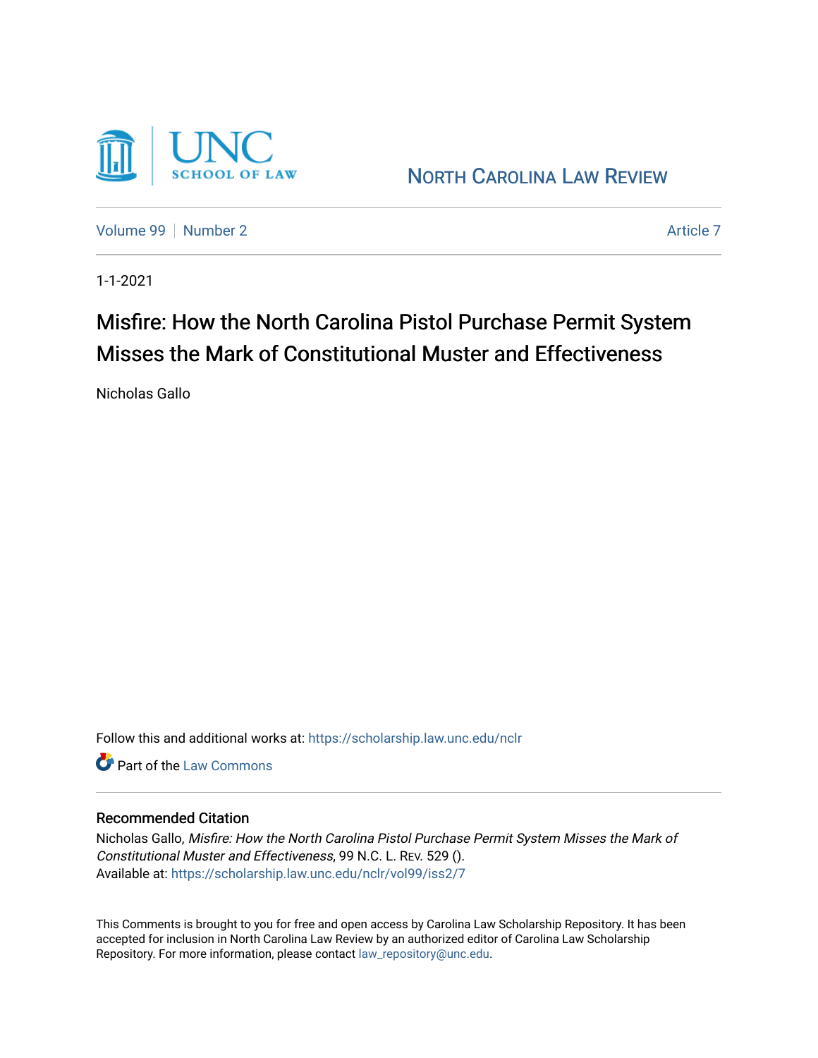UNC SCHOOL OF LAW

NORTH CAROLINA LAW REVIEW

Volume 99 | Number 2 | Article 7

1-1-2021

# Misfire: How the North Carolina Pistol Purchase Permit System Misses the Mark of Constitutional Muster and Effectiveness

Nicholas Gallo

Follow this and additional works at: https://scholarship.law.unc.edu/nclr

Part of the Law Commons

## Recommended Citation

Nicholas Gallo, *Misfire: How the North Carolina Pistol Purchase Permit System Misses the Mark of Constitutional Muster and Effectiveness*, 99 N.C. L. REV. 529 ().
Available at: https://scholarship.law.unc.edu/nclr/vol99/iss2/7

This Comments is brought to you for free and open access by Carolina Law Scholarship Repository. It has been accepted for inclusion in North Carolina Law Review by an authorized editor of Carolina Law Scholarship Repository. For more information, please contact law_repository@unc.edu.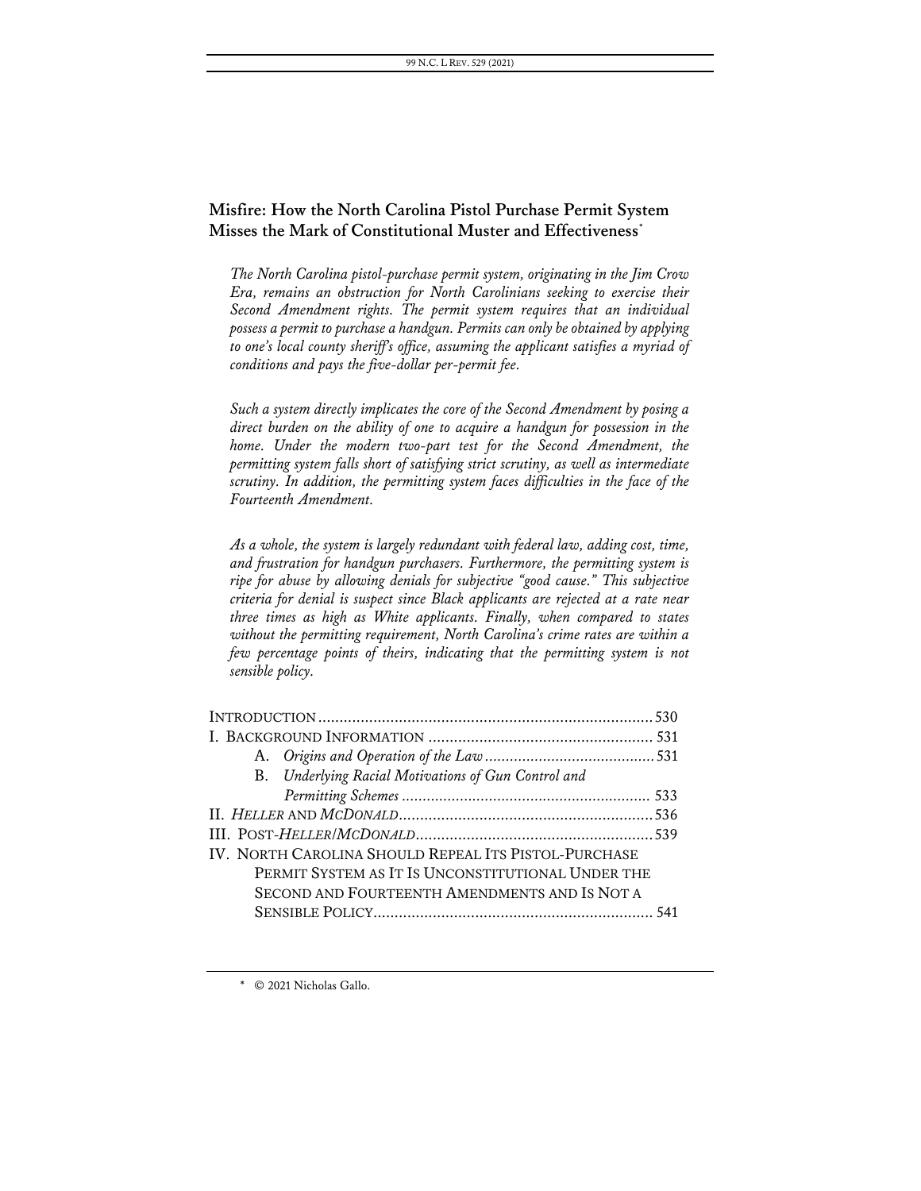# Misfire: How the North Carolina Pistol Purchase Permit System Misses the Mark of Constitutional Muster and Effectiveness*

*The North Carolina pistol-purchase permit system, originating in the Jim Crow Era, remains an obstruction for North Carolinians seeking to exercise their Second Amendment rights. The permit system requires that an individual possess a permit to purchase a handgun. Permits can only be obtained by applying to one's local county sheriff's office, assuming the applicant satisfies a myriad of conditions and pays the five-dollar per-permit fee.*

*Such a system directly implicates the core of the Second Amendment by posing a direct burden on the ability of one to acquire a handgun for possession in the home. Under the modern two-part test for the Second Amendment, the permitting system falls short of satisfying strict scrutiny, as well as intermediate scrutiny. In addition, the permitting system faces difficulties in the face of the Fourteenth Amendment.*

*As a whole, the system is largely redundant with federal law, adding cost, time, and frustration for handgun purchasers. Furthermore, the permitting system is ripe for abuse by allowing denials for subjective "good cause." This subjective criteria for denial is suspect since Black applicants are rejected at a rate near three times as high as White applicants. Finally, when compared to states without the permitting requirement, North Carolina's crime rates are within a few percentage points of theirs, indicating that the permitting system is not sensible policy.*

INTRODUCTION ........ 530

I. BACKGROUND INFORMATION ........ 531

- A. *Origins and Operation of the Law* ........ 531
- B. *Underlying Racial Motivations of Gun Control and Permitting Schemes* ........ 533

II. *HELLER* AND *MCDONALD* ........ 536

III. POST-*HELLER*/*MCDONALD* ........ 539

IV. NORTH CAROLINA SHOULD REPEAL ITS PISTOL-PURCHASE PERMIT SYSTEM AS IT IS UNCONSTITUTIONAL UNDER THE SECOND AND FOURTEENTH AMENDMENTS AND IS NOT A SENSIBLE POLICY ........ 541

\* © 2021 Nicholas Gallo.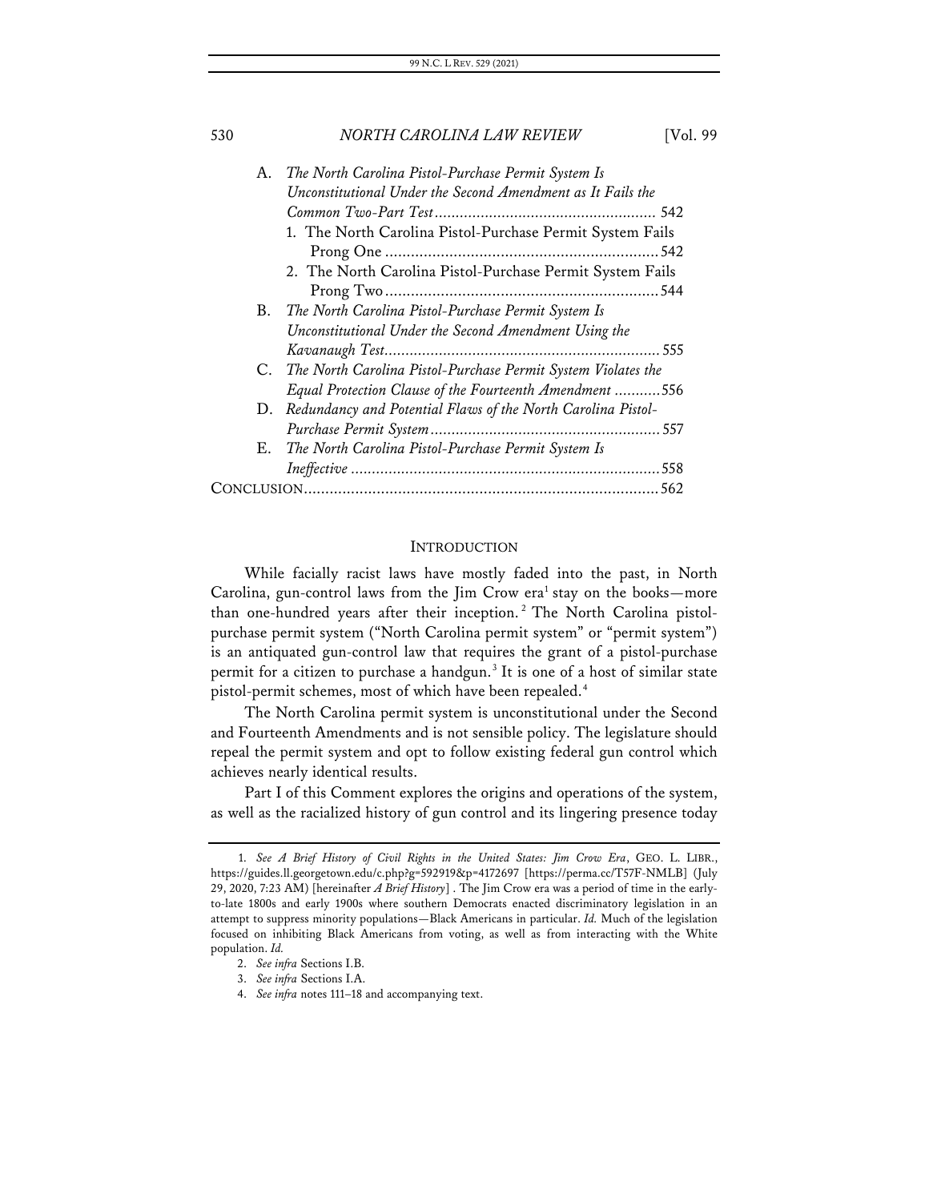A. *The North Carolina Pistol-Purchase Permit System Is Unconstitutional Under the Second Amendment as It Fails the Common Two-Part Test* .................................................... 542

1. The North Carolina Pistol-Purchase Permit System Fails Prong One ................................................................ 542

2. The North Carolina Pistol-Purchase Permit System Fails Prong Two ................................................................ 544

B. *The North Carolina Pistol-Purchase Permit System Is Unconstitutional Under the Second Amendment Using the Kavanaugh Test* ................................................................. 555

C. *The North Carolina Pistol-Purchase Permit System Violates the Equal Protection Clause of the Fourteenth Amendment* ...........556

D. *Redundancy and Potential Flaws of the North Carolina Pistol-Purchase Permit System* ...................................................... 557

E. *The North Carolina Pistol-Purchase Permit System Is Ineffective* ......................................................................... 558

CONCLUSION .................................................................................. 562

## INTRODUCTION

While facially racist laws have mostly faded into the past, in North Carolina, gun-control laws from the Jim Crow era[1] stay on the books—more than one-hundred years after their inception.[2] The North Carolina pistol-purchase permit system ("North Carolina permit system" or "permit system") is an antiquated gun-control law that requires the grant of a pistol-purchase permit for a citizen to purchase a handgun.[3] It is one of a host of similar state pistol-permit schemes, most of which have been repealed.[4]

The North Carolina permit system is unconstitutional under the Second and Fourteenth Amendments and is not sensible policy. The legislature should repeal the permit system and opt to follow existing federal gun control which achieves nearly identical results.

Part I of this Comment explores the origins and operations of the system, as well as the racialized history of gun control and its lingering presence today

---

1. *See A Brief History of Civil Rights in the United States: Jim Crow Era*, GEO. L. LIBR., https://guides.ll.georgetown.edu/c.php?g=592919&p=4172697 [https://perma.cc/T57F-NMLB] (July 29, 2020, 7:23 AM) [hereinafter *A Brief History*] . The Jim Crow era was a period of time in the early-to-late 1800s and early 1900s where southern Democrats enacted discriminatory legislation in an attempt to suppress minority populations—Black Americans in particular. *Id.* Much of the legislation focused on inhibiting Black Americans from voting, as well as from interacting with the White population. *Id.*

2. *See infra* Sections I.B.

3. *See infra* Sections I.A.

4. *See infra* notes 111–18 and accompanying text.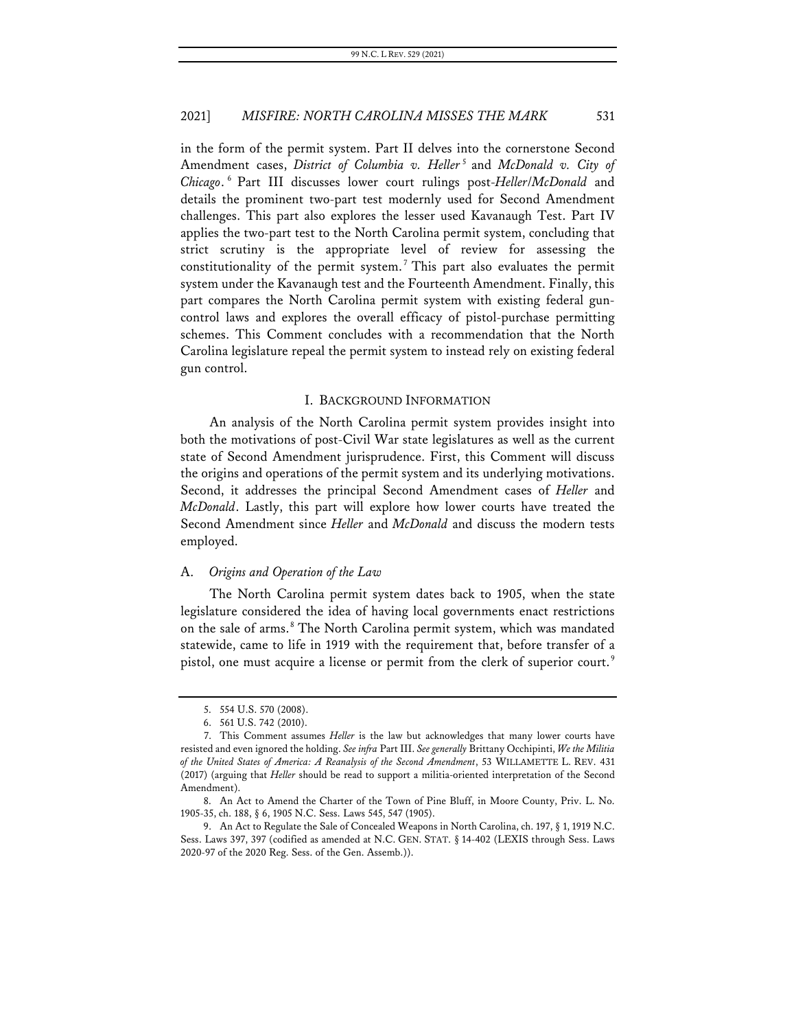in the form of the permit system. Part II delves into the cornerstone Second Amendment cases, *District of Columbia v. Heller*[5] and *McDonald v. City of Chicago*.[6] Part III discusses lower court rulings post-*Heller*/*McDonald* and details the prominent two-part test modernly used for Second Amendment challenges. This part also explores the lesser used Kavanaugh Test. Part IV applies the two-part test to the North Carolina permit system, concluding that strict scrutiny is the appropriate level of review for assessing the constitutionality of the permit system.[7] This part also evaluates the permit system under the Kavanaugh test and the Fourteenth Amendment. Finally, this part compares the North Carolina permit system with existing federal gun-control laws and explores the overall efficacy of pistol-purchase permitting schemes. This Comment concludes with a recommendation that the North Carolina legislature repeal the permit system to instead rely on existing federal gun control.

## I. BACKGROUND INFORMATION

An analysis of the North Carolina permit system provides insight into both the motivations of post-Civil War state legislatures as well as the current state of Second Amendment jurisprudence. First, this Comment will discuss the origins and operations of the permit system and its underlying motivations. Second, it addresses the principal Second Amendment cases of *Heller* and *McDonald*. Lastly, this part will explore how lower courts have treated the Second Amendment since *Heller* and *McDonald* and discuss the modern tests employed.

### A. *Origins and Operation of the Law*

The North Carolina permit system dates back to 1905, when the state legislature considered the idea of having local governments enact restrictions on the sale of arms.[8] The North Carolina permit system, which was mandated statewide, came to life in 1919 with the requirement that, before transfer of a pistol, one must acquire a license or permit from the clerk of superior court.[9]

---

5. 554 U.S. 570 (2008).

6. 561 U.S. 742 (2010).

7. This Comment assumes *Heller* is the law but acknowledges that many lower courts have resisted and even ignored the holding. *See infra* Part III. *See generally* Brittany Occhipinti, *We the Militia of the United States of America: A Reanalysis of the Second Amendment*, 53 WILLAMETTE L. REV. 431 (2017) (arguing that *Heller* should be read to support a militia-oriented interpretation of the Second Amendment).

8. An Act to Amend the Charter of the Town of Pine Bluff, in Moore County, Priv. L. No. 1905-35, ch. 188, § 6, 1905 N.C. Sess. Laws 545, 547 (1905).

9. An Act to Regulate the Sale of Concealed Weapons in North Carolina, ch. 197, § 1, 1919 N.C. Sess. Laws 397, 397 (codified as amended at N.C. GEN. STAT. § 14-402 (LEXIS through Sess. Laws 2020-97 of the 2020 Reg. Sess. of the Gen. Assemb.)).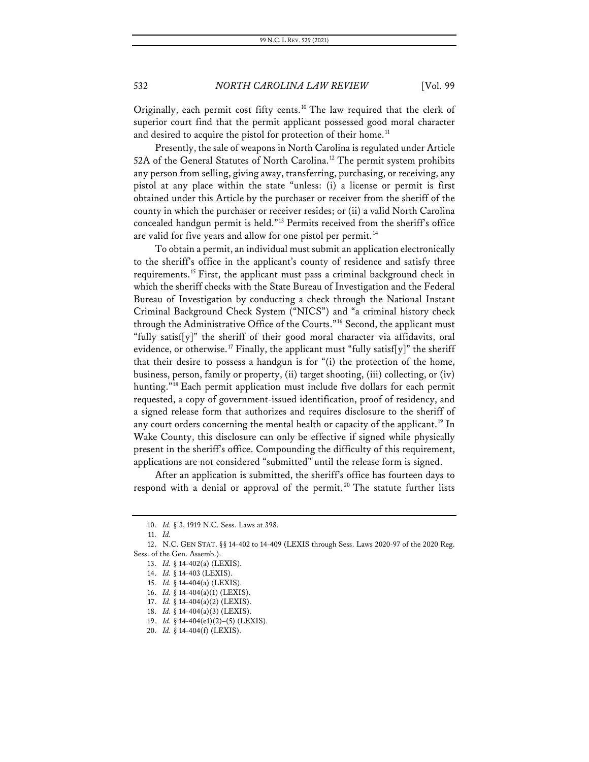Originally, each permit cost fifty cents.[10] The law required that the clerk of superior court find that the permit applicant possessed good moral character and desired to acquire the pistol for protection of their home.[11]

Presently, the sale of weapons in North Carolina is regulated under Article 52A of the General Statutes of North Carolina.[12] The permit system prohibits any person from selling, giving away, transferring, purchasing, or receiving, any pistol at any place within the state "unless: (i) a license or permit is first obtained under this Article by the purchaser or receiver from the sheriff of the county in which the purchaser or receiver resides; or (ii) a valid North Carolina concealed handgun permit is held."[13] Permits received from the sheriff's office are valid for five years and allow for one pistol per permit.[14]

To obtain a permit, an individual must submit an application electronically to the sheriff's office in the applicant's county of residence and satisfy three requirements.[15] First, the applicant must pass a criminal background check in which the sheriff checks with the State Bureau of Investigation and the Federal Bureau of Investigation by conducting a check through the National Instant Criminal Background Check System ("NICS") and "a criminal history check through the Administrative Office of the Courts."[16] Second, the applicant must "fully satisf[y]" the sheriff of their good moral character via affidavits, oral evidence, or otherwise.[17] Finally, the applicant must "fully satisf[y]" the sheriff that their desire to possess a handgun is for "(i) the protection of the home, business, person, family or property, (ii) target shooting, (iii) collecting, or (iv) hunting."[18] Each permit application must include five dollars for each permit requested, a copy of government-issued identification, proof of residency, and a signed release form that authorizes and requires disclosure to the sheriff of any court orders concerning the mental health or capacity of the applicant.[19] In Wake County, this disclosure can only be effective if signed while physically present in the sheriff's office. Compounding the difficulty of this requirement, applications are not considered "submitted" until the release form is signed.

After an application is submitted, the sheriff's office has fourteen days to respond with a denial or approval of the permit.[20] The statute further lists

---

10. *Id.* § 3, 1919 N.C. Sess. Laws at 398.

11. *Id.*

12. N.C. GEN STAT. §§ 14-402 to 14-409 (LEXIS through Sess. Laws 2020-97 of the 2020 Reg. Sess. of the Gen. Assemb.).

13. *Id.* § 14-402(a) (LEXIS).

14. *Id.* § 14-403 (LEXIS).

15. *Id.* § 14-404(a) (LEXIS).

16. *Id.* § 14-404(a)(1) (LEXIS).

17. *Id.* § 14-404(a)(2) (LEXIS).

18. *Id.* § 14-404(a)(3) (LEXIS).

19. *Id.* § 14-404(e1)(2)–(5) (LEXIS).

20. *Id.* § 14-404(f) (LEXIS).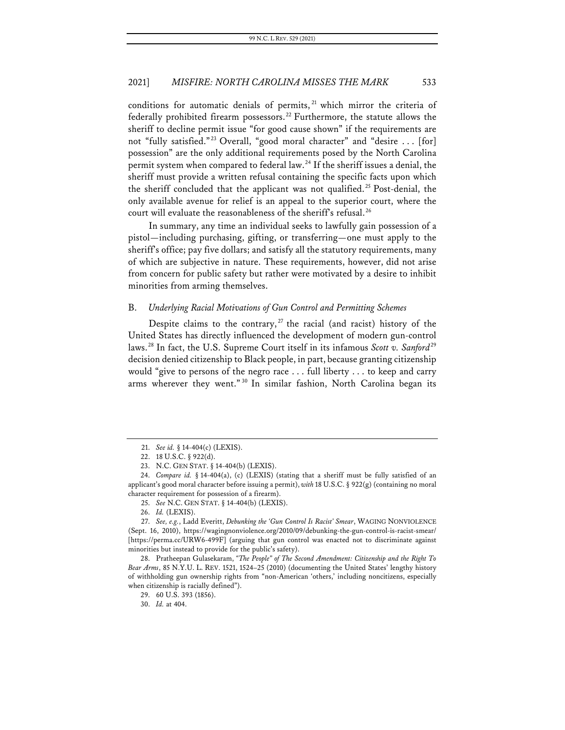conditions for automatic denials of permits,[21] which mirror the criteria of federally prohibited firearm possessors.[22] Furthermore, the statute allows the sheriff to decline permit issue "for good cause shown" if the requirements are not "fully satisfied."[23] Overall, "good moral character" and "desire . . . [for] possession" are the only additional requirements posed by the North Carolina permit system when compared to federal law.[24] If the sheriff issues a denial, the sheriff must provide a written refusal containing the specific facts upon which the sheriff concluded that the applicant was not qualified.[25] Post-denial, the only available avenue for relief is an appeal to the superior court, where the court will evaluate the reasonableness of the sheriff's refusal.[26]

In summary, any time an individual seeks to lawfully gain possession of a pistol—including purchasing, gifting, or transferring—one must apply to the sheriff's office; pay five dollars; and satisfy all the statutory requirements, many of which are subjective in nature. These requirements, however, did not arise from concern for public safety but rather were motivated by a desire to inhibit minorities from arming themselves.

### B. *Underlying Racial Motivations of Gun Control and Permitting Schemes*

Despite claims to the contrary,[27] the racial (and racist) history of the United States has directly influenced the development of modern gun-control laws.[28] In fact, the U.S. Supreme Court itself in its infamous *Scott v. Sanford*[29] decision denied citizenship to Black people, in part, because granting citizenship would "give to persons of the negro race . . . full liberty . . . to keep and carry arms wherever they went."[30] In similar fashion, North Carolina began its

---

21. *See id.* § 14-404(c) (LEXIS).

22. 18 U.S.C. § 922(d).

23. N.C. GEN STAT. § 14-404(b) (LEXIS).

24. *Compare id.* § 14-404(a), (c) (LEXIS) (stating that a sheriff must be fully satisfied of an applicant's good moral character before issuing a permit), *with* 18 U.S.C. § 922(g) (containing no moral character requirement for possession of a firearm).

25. *See* N.C. GEN STAT. § 14-404(b) (LEXIS).

26. *Id.* (LEXIS).

27. *See, e.g.*, Ladd Everitt, *Debunking the 'Gun Control Is Racist' Smear*, WAGING NONVIOLENCE (Sept. 16, 2010), https://wagingnonviolence.org/2010/09/debunking-the-gun-control-is-racist-smear/ [https://perma.cc/URW6-499F] (arguing that gun control was enacted not to discriminate against minorities but instead to provide for the public's safety).

28. Pratheepan Gulasekaram, *"The People" of The Second Amendment: Citizenship and the Right To Bear Arms*, 85 N.Y.U. L. REV. 1521, 1524–25 (2010) (documenting the United States' lengthy history of withholding gun ownership rights from "non-American 'others,' including noncitizens, especially when citizenship is racially defined").

29. 60 U.S. 393 (1856).

30. *Id.* at 404.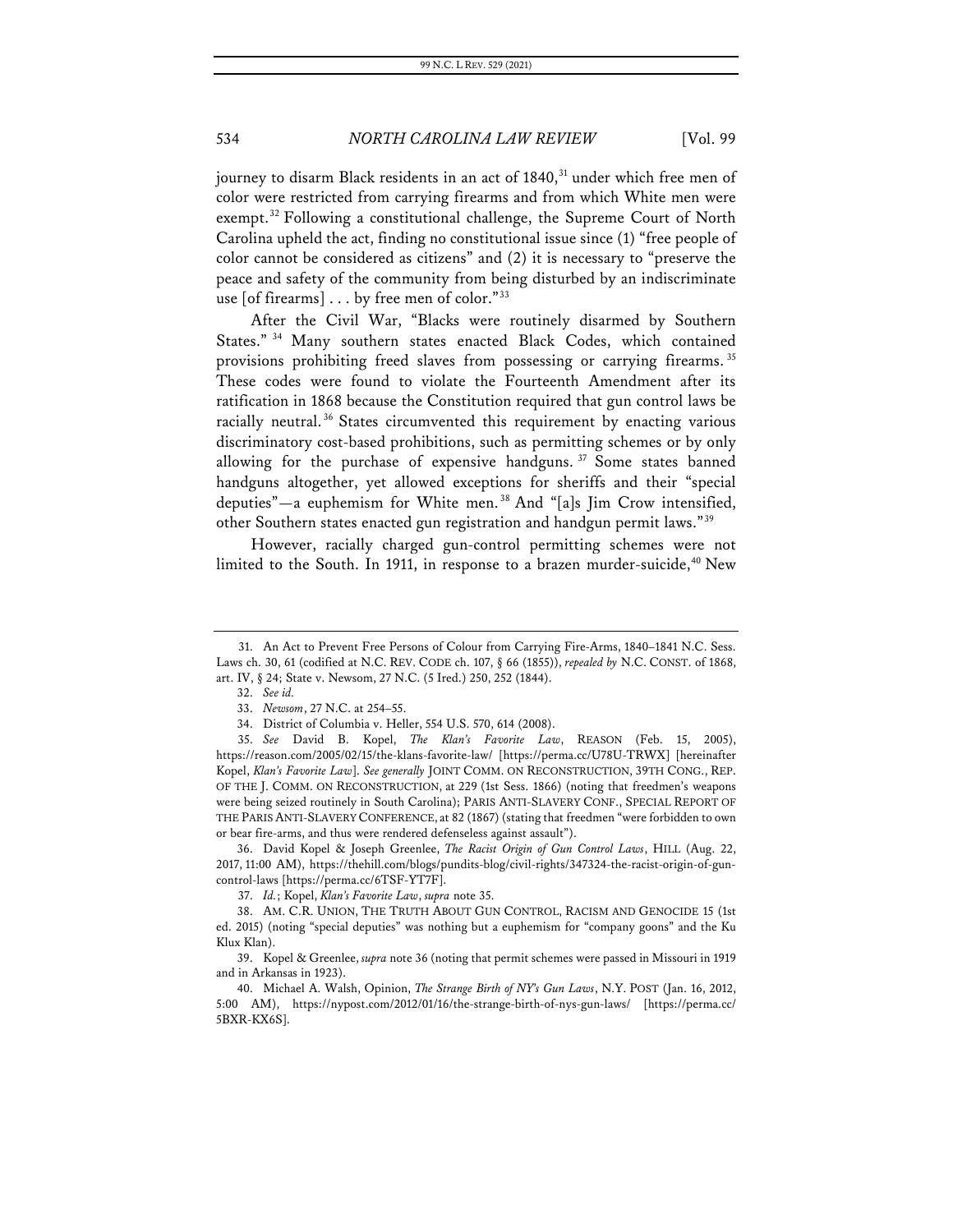journey to disarm Black residents in an act of 1840,[31] under which free men of color were restricted from carrying firearms and from which White men were exempt.[32] Following a constitutional challenge, the Supreme Court of North Carolina upheld the act, finding no constitutional issue since (1) "free people of color cannot be considered as citizens" and (2) it is necessary to "preserve the peace and safety of the community from being disturbed by an indiscriminate use [of firearms] . . . by free men of color."[33]

After the Civil War, "Blacks were routinely disarmed by Southern States."[34] Many southern states enacted Black Codes, which contained provisions prohibiting freed slaves from possessing or carrying firearms.[35] These codes were found to violate the Fourteenth Amendment after its ratification in 1868 because the Constitution required that gun control laws be racially neutral.[36] States circumvented this requirement by enacting various discriminatory cost-based prohibitions, such as permitting schemes or by only allowing for the purchase of expensive handguns.[37] Some states banned handguns altogether, yet allowed exceptions for sheriffs and their "special deputies"—a euphemism for White men.[38] And "[a]s Jim Crow intensified, other Southern states enacted gun registration and handgun permit laws."[39]

However, racially charged gun-control permitting schemes were not limited to the South. In 1911, in response to a brazen murder-suicide,[40] New

---

31. An Act to Prevent Free Persons of Colour from Carrying Fire-Arms, 1840–1841 N.C. Sess. Laws ch. 30, 61 (codified at N.C. REV. CODE ch. 107, § 66 (1855)), *repealed by* N.C. CONST. of 1868, art. IV, § 24; State v. Newsom, 27 N.C. (5 Ired.) 250, 252 (1844).

32. *See id.*

33. *Newsom*, 27 N.C. at 254–55.

34. District of Columbia v. Heller, 554 U.S. 570, 614 (2008).

35. *See* David B. Kopel, *The Klan's Favorite Law*, REASON (Feb. 15, 2005), https://reason.com/2005/02/15/the-klans-favorite-law/ [https://perma.cc/U78U-TRWX] [hereinafter Kopel, *Klan's Favorite Law*]. *See generally* JOINT COMM. ON RECONSTRUCTION, 39TH CONG., REP. OF THE J. COMM. ON RECONSTRUCTION, at 229 (1st Sess. 1866) (noting that freedmen's weapons were being seized routinely in South Carolina); PARIS ANTI-SLAVERY CONF., SPECIAL REPORT OF THE PARIS ANTI-SLAVERY CONFERENCE, at 82 (1867) (stating that freedmen "were forbidden to own or bear fire-arms, and thus were rendered defenseless against assault").

36. David Kopel & Joseph Greenlee, *The Racist Origin of Gun Control Laws*, HILL (Aug. 22, 2017, 11:00 AM), https://thehill.com/blogs/pundits-blog/civil-rights/347324-the-racist-origin-of-gun-control-laws [https://perma.cc/6TSF-YT7F].

37. *Id.*; Kopel, *Klan's Favorite Law*, *supra* note 35.

38. AM. C.R. UNION, THE TRUTH ABOUT GUN CONTROL, RACISM AND GENOCIDE 15 (1st ed. 2015) (noting "special deputies" was nothing but a euphemism for "company goons" and the Ku Klux Klan).

39. Kopel & Greenlee, *supra* note 36 (noting that permit schemes were passed in Missouri in 1919 and in Arkansas in 1923).

40. Michael A. Walsh, Opinion, *The Strange Birth of NY's Gun Laws*, N.Y. POST (Jan. 16, 2012, 5:00 AM), https://nypost.com/2012/01/16/the-strange-birth-of-nys-gun-laws/ [https://perma.cc/5BXR-KX6S].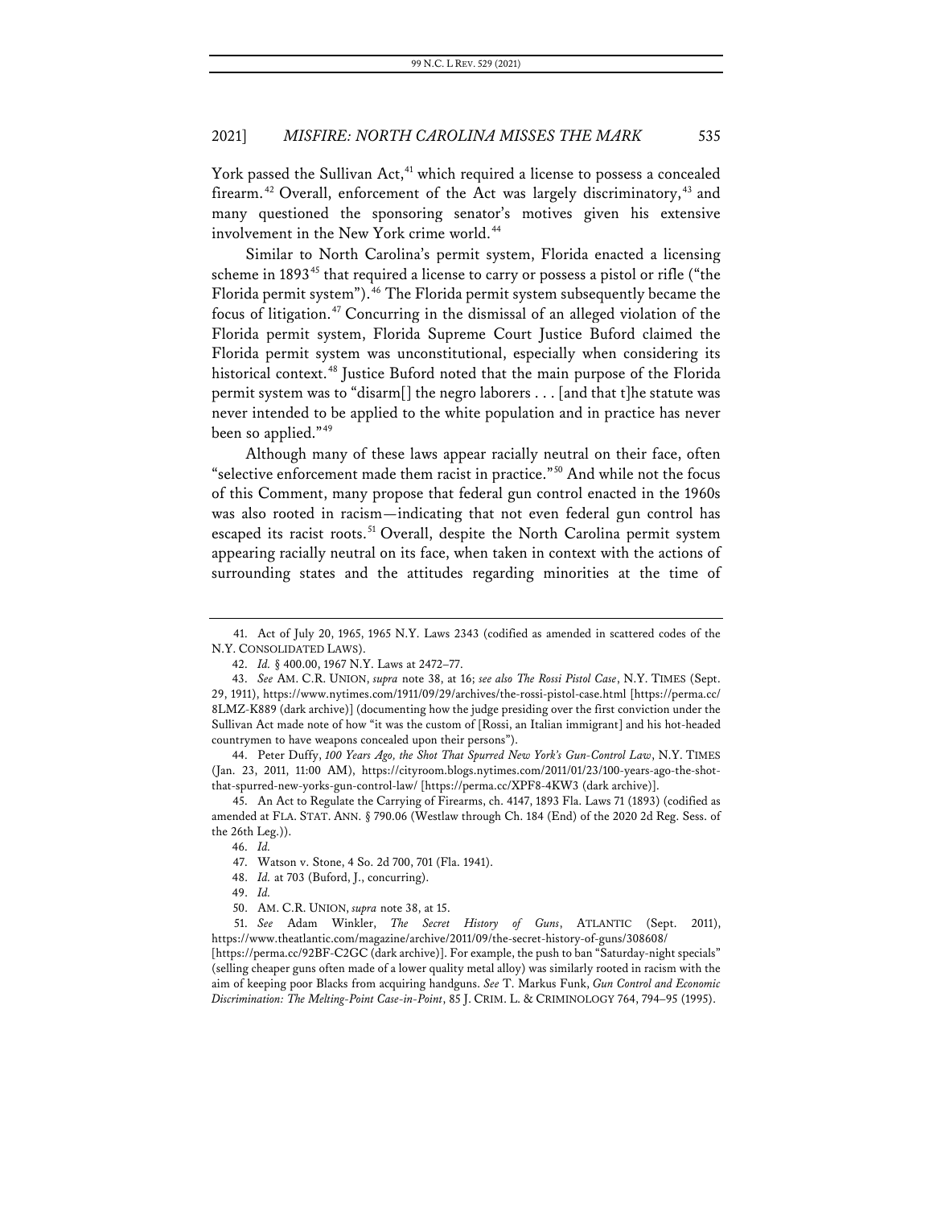York passed the Sullivan Act,[41] which required a license to possess a concealed firearm.[42] Overall, enforcement of the Act was largely discriminatory,[43] and many questioned the sponsoring senator's motives given his extensive involvement in the New York crime world.[44]

Similar to North Carolina's permit system, Florida enacted a licensing scheme in 1893[45] that required a license to carry or possess a pistol or rifle ("the Florida permit system").[46] The Florida permit system subsequently became the focus of litigation.[47] Concurring in the dismissal of an alleged violation of the Florida permit system, Florida Supreme Court Justice Buford claimed the Florida permit system was unconstitutional, especially when considering its historical context.[48] Justice Buford noted that the main purpose of the Florida permit system was to "disarm[] the negro laborers . . . [and that t]he statute was never intended to be applied to the white population and in practice has never been so applied."[49]

Although many of these laws appear racially neutral on their face, often "selective enforcement made them racist in practice."[50] And while not the focus of this Comment, many propose that federal gun control enacted in the 1960s was also rooted in racism—indicating that not even federal gun control has escaped its racist roots.[51] Overall, despite the North Carolina permit system appearing racially neutral on its face, when taken in context with the actions of surrounding states and the attitudes regarding minorities at the time of

---

41. Act of July 20, 1965, 1965 N.Y. Laws 2343 (codified as amended in scattered codes of the N.Y. CONSOLIDATED LAWS).

42. *Id.* § 400.00, 1967 N.Y. Laws at 2472–77.

43. *See* AM. C.R. UNION, *supra* note 38, at 16; *see also The Rossi Pistol Case*, N.Y. TIMES (Sept. 29, 1911), https://www.nytimes.com/1911/09/29/archives/the-rossi-pistol-case.html [https://perma.cc/8LMZ-K889 (dark archive)] (documenting how the judge presiding over the first conviction under the Sullivan Act made note of how "it was the custom of [Rossi, an Italian immigrant] and his hot-headed countrymen to have weapons concealed upon their persons").

44. Peter Duffy, *100 Years Ago, the Shot That Spurred New York's Gun-Control Law*, N.Y. TIMES (Jan. 23, 2011, 11:00 AM), https://cityroom.blogs.nytimes.com/2011/01/23/100-years-ago-the-shot-that-spurred-new-yorks-gun-control-law/ [https://perma.cc/XPF8-4KW3 (dark archive)].

45. An Act to Regulate the Carrying of Firearms, ch. 4147, 1893 Fla. Laws 71 (1893) (codified as amended at FLA. STAT. ANN. § 790.06 (Westlaw through Ch. 184 (End) of the 2020 2d Reg. Sess. of the 26th Leg.)).

46. *Id.*

47. Watson v. Stone, 4 So. 2d 700, 701 (Fla. 1941).

48. *Id.* at 703 (Buford, J., concurring).

49. *Id.*

50. AM. C.R. UNION, *supra* note 38, at 15.

51. *See* Adam Winkler, *The Secret History of Guns*, ATLANTIC (Sept. 2011), https://www.theatlantic.com/magazine/archive/2011/09/the-secret-history-of-guns/308608/ [https://perma.cc/92BF-C2GC (dark archive)]. For example, the push to ban "Saturday-night specials" (selling cheaper guns often made of a lower quality metal alloy) was similarly rooted in racism with the aim of keeping poor Blacks from acquiring handguns. *See* T. Markus Funk, *Gun Control and Economic Discrimination: The Melting-Point Case-in-Point*, 85 J. CRIM. L. & CRIMINOLOGY 764, 794–95 (1995).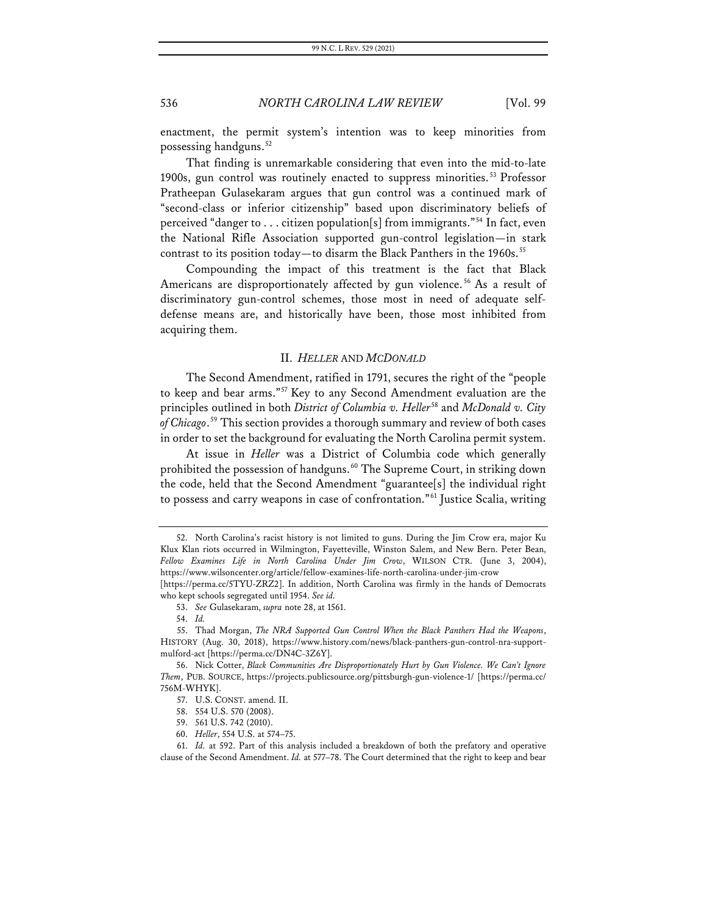enactment, the permit system's intention was to keep minorities from possessing handguns.[52]

That finding is unremarkable considering that even into the mid-to-late 1900s, gun control was routinely enacted to suppress minorities.[53] Professor Pratheepan Gulasekaram argues that gun control was a continued mark of "second-class or inferior citizenship" based upon discriminatory beliefs of perceived "danger to . . . citizen population[s] from immigrants."[54] In fact, even the National Rifle Association supported gun-control legislation—in stark contrast to its position today—to disarm the Black Panthers in the 1960s.[55]

Compounding the impact of this treatment is the fact that Black Americans are disproportionately affected by gun violence.[56] As a result of discriminatory gun-control schemes, those most in need of adequate self-defense means are, and historically have been, those most inhibited from acquiring them.

## II. *HELLER* AND *MCDONALD*

The Second Amendment, ratified in 1791, secures the right of the "people to keep and bear arms."[57] Key to any Second Amendment evaluation are the principles outlined in both *District of Columbia v. Heller*[58] and *McDonald v. City of Chicago*.[59] This section provides a thorough summary and review of both cases in order to set the background for evaluating the North Carolina permit system.

At issue in *Heller* was a District of Columbia code which generally prohibited the possession of handguns.[60] The Supreme Court, in striking down the code, held that the Second Amendment "guarantee[s] the individual right to possess and carry weapons in case of confrontation."[61] Justice Scalia, writing

---

52. North Carolina's racist history is not limited to guns. During the Jim Crow era, major Ku Klux Klan riots occurred in Wilmington, Fayetteville, Winston Salem, and New Bern. Peter Bean, *Fellow Examines Life in North Carolina Under Jim Crow*, WILSON CTR. (June 3, 2004), https://www.wilsoncenter.org/article/fellow-examines-life-north-carolina-under-jim-crow [https://perma.cc/5TYU-ZRZ2]. In addition, North Carolina was firmly in the hands of Democrats who kept schools segregated until 1954. *See id.*

53. *See* Gulasekaram, *supra* note 28, at 1561.

54. *Id.*

55. Thad Morgan, *The NRA Supported Gun Control When the Black Panthers Had the Weapons*, HISTORY (Aug. 30, 2018), https://www.history.com/news/black-panthers-gun-control-nra-support-mulford-act [https://perma.cc/DN4C-3Z6Y].

56. Nick Cotter, *Black Communities Are Disproportionately Hurt by Gun Violence. We Can't Ignore Them*, PUB. SOURCE, https://projects.publicsource.org/pittsburgh-gun-violence-1/ [https://perma.cc/756M-WHYK].

57. U.S. CONST. amend. II.

58. 554 U.S. 570 (2008).

59. 561 U.S. 742 (2010).

60. *Heller*, 554 U.S. at 574–75.

61. *Id.* at 592. Part of this analysis included a breakdown of both the prefatory and operative clause of the Second Amendment. *Id.* at 577–78. The Court determined that the right to keep and bear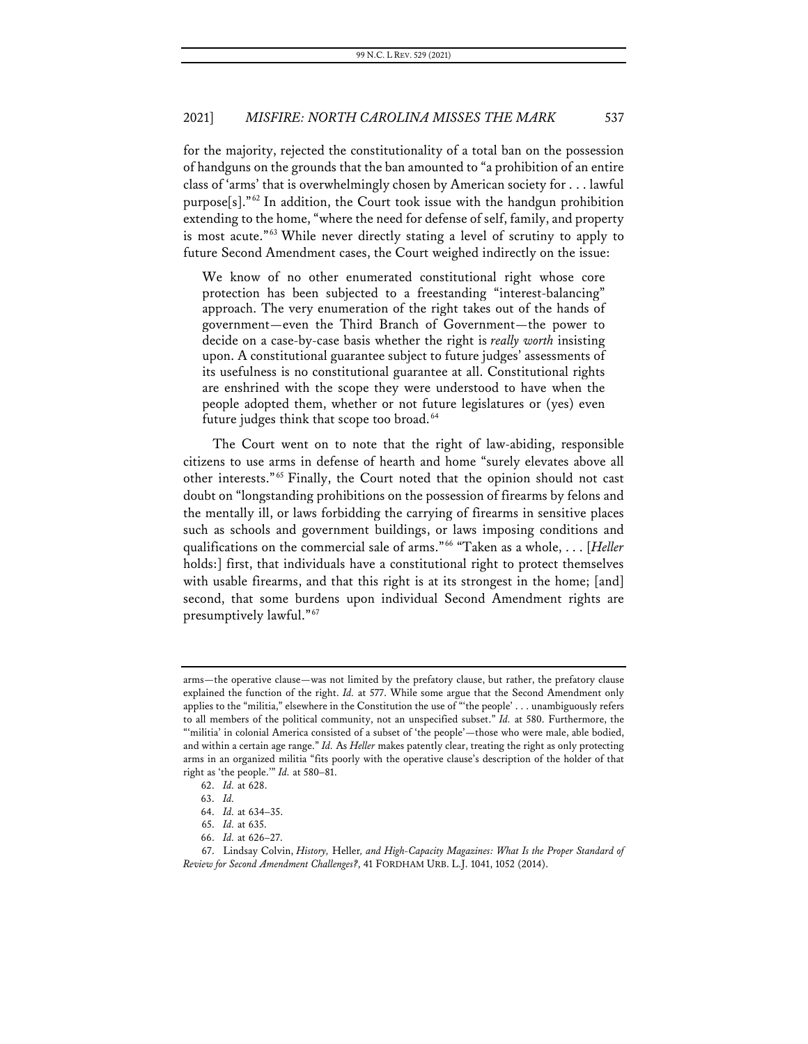for the majority, rejected the constitutionality of a total ban on the possession of handguns on the grounds that the ban amounted to "a prohibition of an entire class of 'arms' that is overwhelmingly chosen by American society for . . . lawful purpose[s]."[62] In addition, the Court took issue with the handgun prohibition extending to the home, "where the need for defense of self, family, and property is most acute."[63] While never directly stating a level of scrutiny to apply to future Second Amendment cases, the Court weighed indirectly on the issue:

> We know of no other enumerated constitutional right whose core protection has been subjected to a freestanding "interest-balancing" approach. The very enumeration of the right takes out of the hands of government—even the Third Branch of Government—the power to decide on a case-by-case basis whether the right is *really worth* insisting upon. A constitutional guarantee subject to future judges' assessments of its usefulness is no constitutional guarantee at all. Constitutional rights are enshrined with the scope they were understood to have when the people adopted them, whether or not future legislatures or (yes) even future judges think that scope too broad.[64]

The Court went on to note that the right of law-abiding, responsible citizens to use arms in defense of hearth and home "surely elevates above all other interests."[65] Finally, the Court noted that the opinion should not cast doubt on "longstanding prohibitions on the possession of firearms by felons and the mentally ill, or laws forbidding the carrying of firearms in sensitive places such as schools and government buildings, or laws imposing conditions and qualifications on the commercial sale of arms."[66] "Taken as a whole, . . . [*Heller* holds:] first, that individuals have a constitutional right to protect themselves with usable firearms, and that this right is at its strongest in the home; [and] second, that some burdens upon individual Second Amendment rights are presumptively lawful."[67]

---

arms—the operative clause—was not limited by the prefatory clause, but rather, the prefatory clause explained the function of the right. *Id.* at 577. While some argue that the Second Amendment only applies to the "militia," elsewhere in the Constitution the use of "'the people' . . . unambiguously refers to all members of the political community, not an unspecified subset." *Id.* at 580. Furthermore, the "'militia' in colonial America consisted of a subset of 'the people'—those who were male, able bodied, and within a certain age range." *Id.* As *Heller* makes patently clear, treating the right as only protecting arms in an organized militia "fits poorly with the operative clause's description of the holder of that right as 'the people.'" *Id.* at 580–81.

62. *Id.* at 628.

63. *Id.*

64. *Id.* at 634–35.

65. *Id.* at 635.

66. *Id.* at 626–27.

67. Lindsay Colvin, *History,* Heller*, and High-Capacity Magazines: What Is the Proper Standard of Review for Second Amendment Challenges?*, 41 FORDHAM URB. L.J. 1041, 1052 (2014).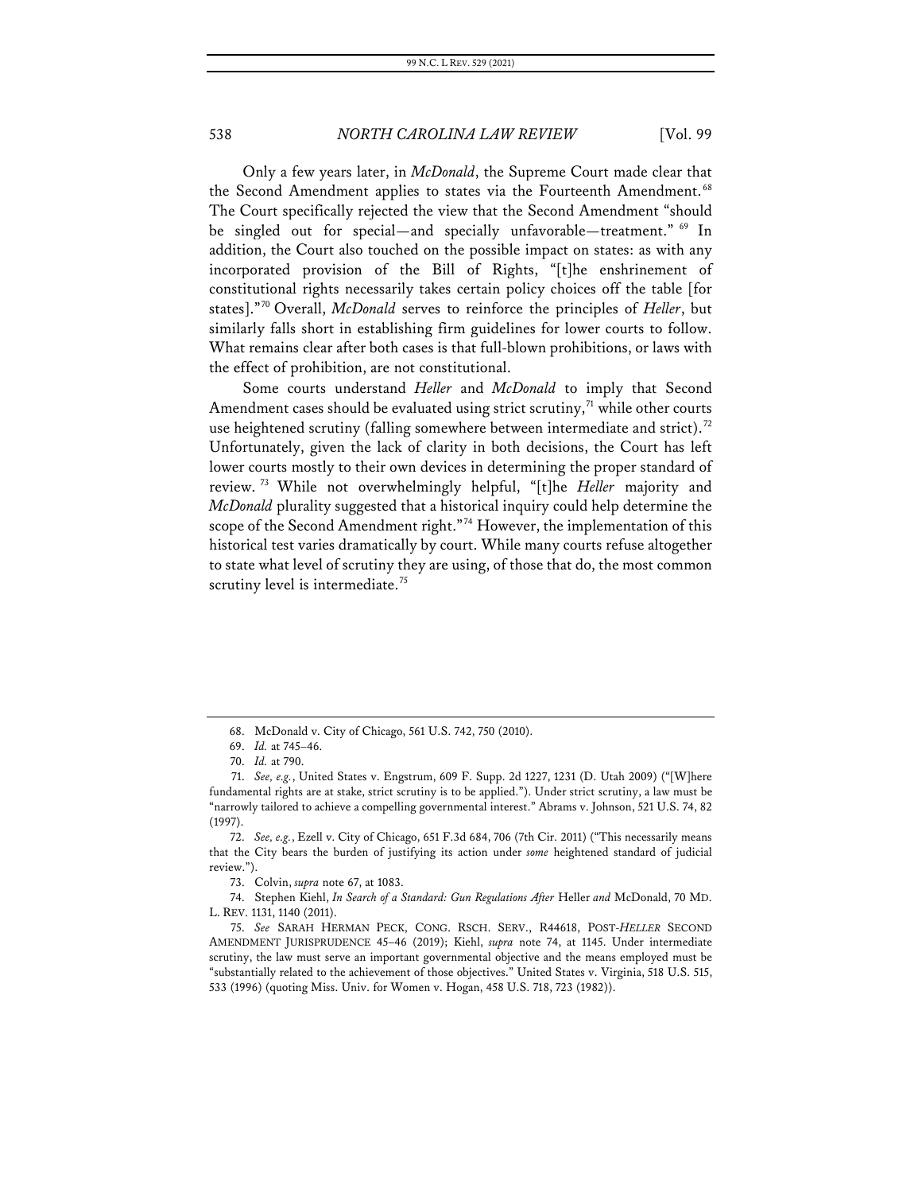Only a few years later, in *McDonald*, the Supreme Court made clear that the Second Amendment applies to states via the Fourteenth Amendment.[68] The Court specifically rejected the view that the Second Amendment "should be singled out for special—and specially unfavorable—treatment."[69] In addition, the Court also touched on the possible impact on states: as with any incorporated provision of the Bill of Rights, "[t]he enshrinement of constitutional rights necessarily takes certain policy choices off the table [for states]."[70] Overall, *McDonald* serves to reinforce the principles of *Heller*, but similarly falls short in establishing firm guidelines for lower courts to follow. What remains clear after both cases is that full-blown prohibitions, or laws with the effect of prohibition, are not constitutional.

Some courts understand *Heller* and *McDonald* to imply that Second Amendment cases should be evaluated using strict scrutiny,[71] while other courts use heightened scrutiny (falling somewhere between intermediate and strict).[72] Unfortunately, given the lack of clarity in both decisions, the Court has left lower courts mostly to their own devices in determining the proper standard of review.[73] While not overwhelmingly helpful, "[t]he *Heller* majority and *McDonald* plurality suggested that a historical inquiry could help determine the scope of the Second Amendment right."[74] However, the implementation of this historical test varies dramatically by court. While many courts refuse altogether to state what level of scrutiny they are using, of those that do, the most common scrutiny level is intermediate.[75]

68. McDonald v. City of Chicago, 561 U.S. 742, 750 (2010).

69. *Id.* at 745–46.

70. *Id.* at 790.

71. *See, e.g.*, United States v. Engstrum, 609 F. Supp. 2d 1227, 1231 (D. Utah 2009) ("[W]here fundamental rights are at stake, strict scrutiny is to be applied."). Under strict scrutiny, a law must be "narrowly tailored to achieve a compelling governmental interest." Abrams v. Johnson, 521 U.S. 74, 82 (1997).

72. *See, e.g.*, Ezell v. City of Chicago, 651 F.3d 684, 706 (7th Cir. 2011) ("This necessarily means that the City bears the burden of justifying its action under *some* heightened standard of judicial review.").

73. Colvin, *supra* note 67, at 1083.

74. Stephen Kiehl, *In Search of a Standard: Gun Regulations After* Heller *and* McDonald, 70 MD. L. REV. 1131, 1140 (2011).

75. *See* SARAH HERMAN PECK, CONG. RSCH. SERV., R44618, POST-*HELLER* SECOND AMENDMENT JURISPRUDENCE 45–46 (2019); Kiehl, *supra* note 74, at 1145. Under intermediate scrutiny, the law must serve an important governmental objective and the means employed must be "substantially related to the achievement of those objectives." United States v. Virginia, 518 U.S. 515, 533 (1996) (quoting Miss. Univ. for Women v. Hogan, 458 U.S. 718, 723 (1982)).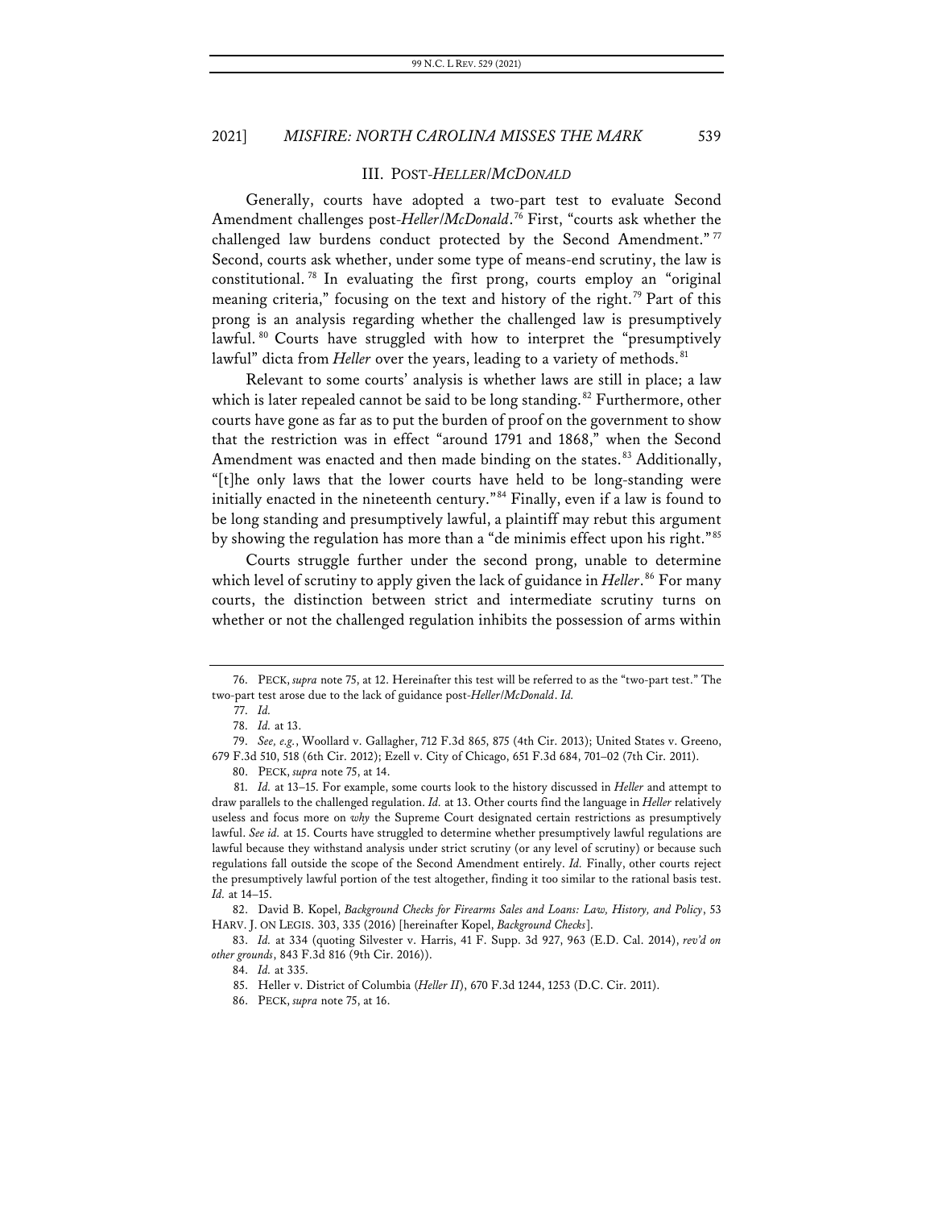## III. POST-*HELLER*/*MCDONALD*

Generally, courts have adopted a two-part test to evaluate Second Amendment challenges post-*Heller*/*McDonald*.[76] First, "courts ask whether the challenged law burdens conduct protected by the Second Amendment."[77] Second, courts ask whether, under some type of means-end scrutiny, the law is constitutional.[78] In evaluating the first prong, courts employ an "original meaning criteria," focusing on the text and history of the right.[79] Part of this prong is an analysis regarding whether the challenged law is presumptively lawful.[80] Courts have struggled with how to interpret the "presumptively lawful" dicta from *Heller* over the years, leading to a variety of methods.[81]

Relevant to some courts' analysis is whether laws are still in place; a law which is later repealed cannot be said to be long standing.[82] Furthermore, other courts have gone as far as to put the burden of proof on the government to show that the restriction was in effect "around 1791 and 1868," when the Second Amendment was enacted and then made binding on the states.[83] Additionally, "[t]he only laws that the lower courts have held to be long-standing were initially enacted in the nineteenth century."[84] Finally, even if a law is found to be long standing and presumptively lawful, a plaintiff may rebut this argument by showing the regulation has more than a "de minimis effect upon his right."[85]

Courts struggle further under the second prong, unable to determine which level of scrutiny to apply given the lack of guidance in *Heller*.[86] For many courts, the distinction between strict and intermediate scrutiny turns on whether or not the challenged regulation inhibits the possession of arms within

---

76. PECK, *supra* note 75, at 12. Hereinafter this test will be referred to as the "two-part test." The two-part test arose due to the lack of guidance post-*Heller*/*McDonald*. *Id.*

77. *Id.*

78. *Id.* at 13.

79. *See, e.g.*, Woollard v. Gallagher, 712 F.3d 865, 875 (4th Cir. 2013); United States v. Greeno, 679 F.3d 510, 518 (6th Cir. 2012); Ezell v. City of Chicago, 651 F.3d 684, 701–02 (7th Cir. 2011).

80. PECK, *supra* note 75, at 14.

81. *Id.* at 13–15. For example, some courts look to the history discussed in *Heller* and attempt to draw parallels to the challenged regulation. *Id.* at 13. Other courts find the language in *Heller* relatively useless and focus more on *why* the Supreme Court designated certain restrictions as presumptively lawful. *See id.* at 15. Courts have struggled to determine whether presumptively lawful regulations are lawful because they withstand analysis under strict scrutiny (or any level of scrutiny) or because such regulations fall outside the scope of the Second Amendment entirely. *Id.* Finally, other courts reject the presumptively lawful portion of the test altogether, finding it too similar to the rational basis test. *Id.* at 14–15.

82. David B. Kopel, *Background Checks for Firearms Sales and Loans: Law, History, and Policy*, 53 HARV. J. ON LEGIS. 303, 335 (2016) [hereinafter Kopel, *Background Checks*].

83. *Id.* at 334 (quoting Silvester v. Harris, 41 F. Supp. 3d 927, 963 (E.D. Cal. 2014), *rev'd on other grounds*, 843 F.3d 816 (9th Cir. 2016)).

84. *Id.* at 335.

85. Heller v. District of Columbia (*Heller II*), 670 F.3d 1244, 1253 (D.C. Cir. 2011).

86. PECK, *supra* note 75, at 16.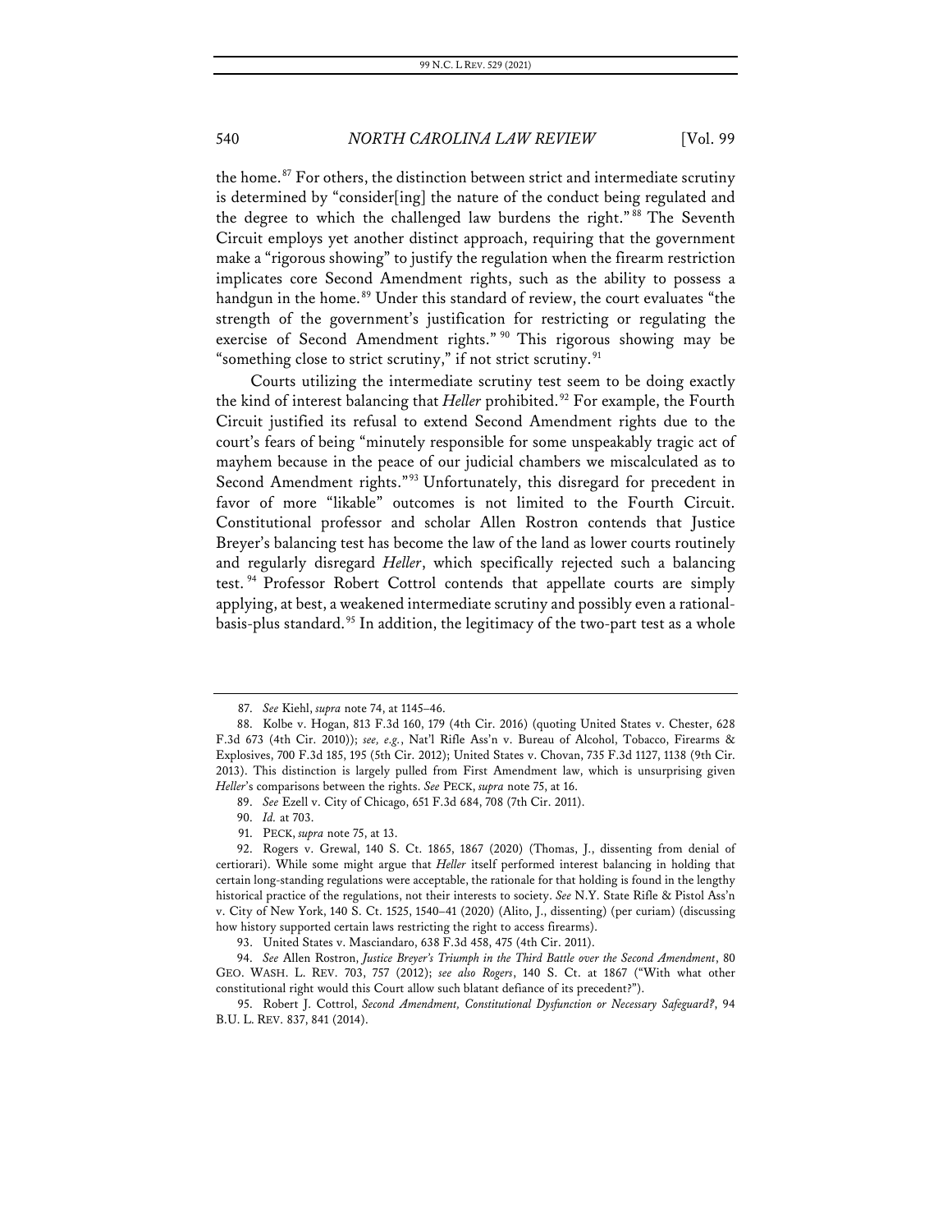the home.[87] For others, the distinction between strict and intermediate scrutiny is determined by "consider[ing] the nature of the conduct being regulated and the degree to which the challenged law burdens the right."[88] The Seventh Circuit employs yet another distinct approach, requiring that the government make a "rigorous showing" to justify the regulation when the firearm restriction implicates core Second Amendment rights, such as the ability to possess a handgun in the home.[89] Under this standard of review, the court evaluates "the strength of the government's justification for restricting or regulating the exercise of Second Amendment rights."[90] This rigorous showing may be "something close to strict scrutiny," if not strict scrutiny.[91]

Courts utilizing the intermediate scrutiny test seem to be doing exactly the kind of interest balancing that *Heller* prohibited.[92] For example, the Fourth Circuit justified its refusal to extend Second Amendment rights due to the court's fears of being "minutely responsible for some unspeakably tragic act of mayhem because in the peace of our judicial chambers we miscalculated as to Second Amendment rights."[93] Unfortunately, this disregard for precedent in favor of more "likable" outcomes is not limited to the Fourth Circuit. Constitutional professor and scholar Allen Rostron contends that Justice Breyer's balancing test has become the law of the land as lower courts routinely and regularly disregard *Heller*, which specifically rejected such a balancing test.[94] Professor Robert Cottrol contends that appellate courts are simply applying, at best, a weakened intermediate scrutiny and possibly even a rational-basis-plus standard.[95] In addition, the legitimacy of the two-part test as a whole

---

87. *See* Kiehl, *supra* note 74, at 1145–46.

88. Kolbe v. Hogan, 813 F.3d 160, 179 (4th Cir. 2016) (quoting United States v. Chester, 628 F.3d 673 (4th Cir. 2010)); *see, e.g.*, Nat'l Rifle Ass'n v. Bureau of Alcohol, Tobacco, Firearms & Explosives, 700 F.3d 185, 195 (5th Cir. 2012); United States v. Chovan, 735 F.3d 1127, 1138 (9th Cir. 2013). This distinction is largely pulled from First Amendment law, which is unsurprising given *Heller*'s comparisons between the rights. *See* PECK, *supra* note 75, at 16.

89. *See* Ezell v. City of Chicago, 651 F.3d 684, 708 (7th Cir. 2011).

90. *Id.* at 703.

91. PECK, *supra* note 75, at 13.

92. Rogers v. Grewal, 140 S. Ct. 1865, 1867 (2020) (Thomas, J., dissenting from denial of certiorari). While some might argue that *Heller* itself performed interest balancing in holding that certain long-standing regulations were acceptable, the rationale for that holding is found in the lengthy historical practice of the regulations, not their interests to society. *See* N.Y. State Rifle & Pistol Ass'n v. City of New York, 140 S. Ct. 1525, 1540–41 (2020) (Alito, J., dissenting) (per curiam) (discussing how history supported certain laws restricting the right to access firearms).

93. United States v. Masciandaro, 638 F.3d 458, 475 (4th Cir. 2011).

94. *See* Allen Rostron, *Justice Breyer's Triumph in the Third Battle over the Second Amendment*, 80 GEO. WASH. L. REV. 703, 757 (2012); *see also Rogers*, 140 S. Ct. at 1867 ("With what other constitutional right would this Court allow such blatant defiance of its precedent?").

95. Robert J. Cottrol, *Second Amendment, Constitutional Dysfunction or Necessary Safeguard?*, 94 B.U. L. REV. 837, 841 (2014).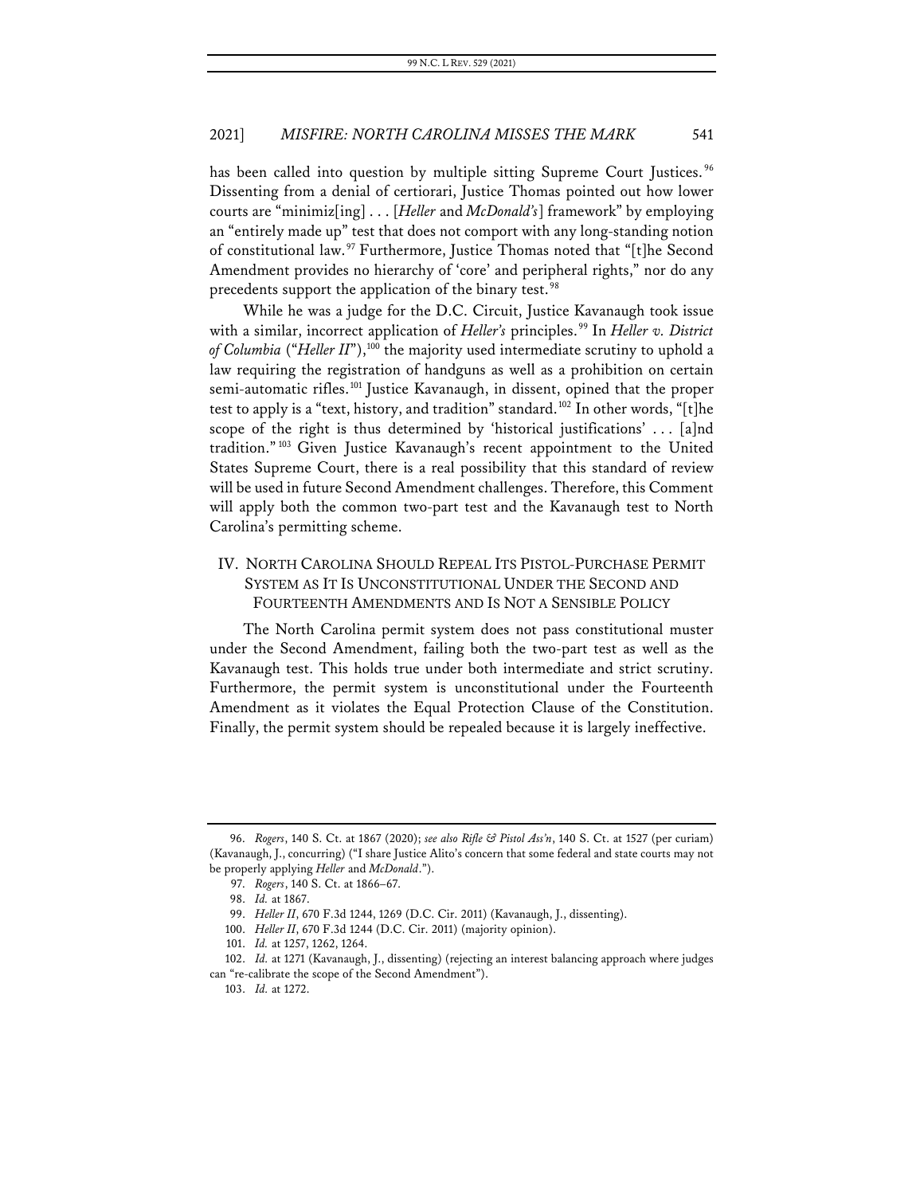has been called into question by multiple sitting Supreme Court Justices.[96] Dissenting from a denial of certiorari, Justice Thomas pointed out how lower courts are "minimiz[ing] . . . [*Heller* and *McDonald's*] framework" by employing an "entirely made up" test that does not comport with any long-standing notion of constitutional law.[97] Furthermore, Justice Thomas noted that "[t]he Second Amendment provides no hierarchy of 'core' and peripheral rights," nor do any precedents support the application of the binary test.[98]

While he was a judge for the D.C. Circuit, Justice Kavanaugh took issue with a similar, incorrect application of *Heller's* principles.[99] In *Heller v. District of Columbia* ("*Heller II*"),[100] the majority used intermediate scrutiny to uphold a law requiring the registration of handguns as well as a prohibition on certain semi-automatic rifles.[101] Justice Kavanaugh, in dissent, opined that the proper test to apply is a "text, history, and tradition" standard.[102] In other words, "[t]he scope of the right is thus determined by 'historical justifications' . . . [a]nd tradition."[103] Given Justice Kavanaugh's recent appointment to the United States Supreme Court, there is a real possibility that this standard of review will be used in future Second Amendment challenges. Therefore, this Comment will apply both the common two-part test and the Kavanaugh test to North Carolina's permitting scheme.

## IV. North Carolina Should Repeal Its Pistol-Purchase Permit System as It Is Unconstitutional Under the Second and Fourteenth Amendments and Is Not a Sensible Policy

The North Carolina permit system does not pass constitutional muster under the Second Amendment, failing both the two-part test as well as the Kavanaugh test. This holds true under both intermediate and strict scrutiny. Furthermore, the permit system is unconstitutional under the Fourteenth Amendment as it violates the Equal Protection Clause of the Constitution. Finally, the permit system should be repealed because it is largely ineffective.

---

96. *Rogers*, 140 S. Ct. at 1867 (2020); *see also Rifle & Pistol Ass'n*, 140 S. Ct. at 1527 (per curiam) (Kavanaugh, J., concurring) ("I share Justice Alito's concern that some federal and state courts may not be properly applying *Heller* and *McDonald*.").

97. *Rogers*, 140 S. Ct. at 1866–67.

98. *Id.* at 1867.

99. *Heller II*, 670 F.3d 1244, 1269 (D.C. Cir. 2011) (Kavanaugh, J., dissenting).

100. *Heller II*, 670 F.3d 1244 (D.C. Cir. 2011) (majority opinion).

101. *Id.* at 1257, 1262, 1264.

102. *Id.* at 1271 (Kavanaugh, J., dissenting) (rejecting an interest balancing approach where judges can "re-calibrate the scope of the Second Amendment").

103. *Id.* at 1272.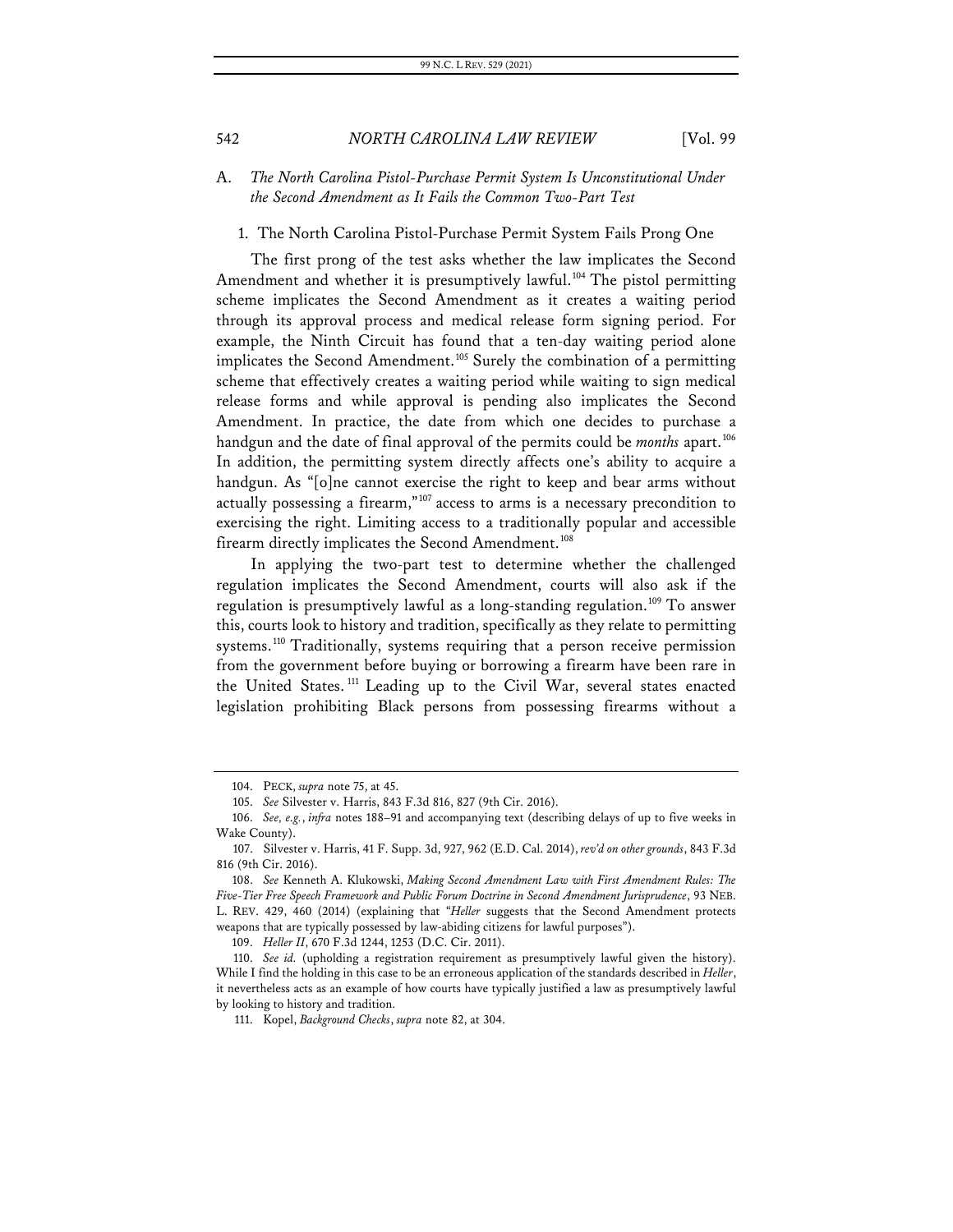### A. *The North Carolina Pistol-Purchase Permit System Is Unconstitutional Under the Second Amendment as It Fails the Common Two-Part Test*

#### 1. The North Carolina Pistol-Purchase Permit System Fails Prong One

The first prong of the test asks whether the law implicates the Second Amendment and whether it is presumptively lawful.[104] The pistol permitting scheme implicates the Second Amendment as it creates a waiting period through its approval process and medical release form signing period. For example, the Ninth Circuit has found that a ten-day waiting period alone implicates the Second Amendment.[105] Surely the combination of a permitting scheme that effectively creates a waiting period while waiting to sign medical release forms and while approval is pending also implicates the Second Amendment. In practice, the date from which one decides to purchase a handgun and the date of final approval of the permits could be *months* apart.[106] In addition, the permitting system directly affects one's ability to acquire a handgun. As "[o]ne cannot exercise the right to keep and bear arms without actually possessing a firearm,"[107] access to arms is a necessary precondition to exercising the right. Limiting access to a traditionally popular and accessible firearm directly implicates the Second Amendment.[108]

In applying the two-part test to determine whether the challenged regulation implicates the Second Amendment, courts will also ask if the regulation is presumptively lawful as a long-standing regulation.[109] To answer this, courts look to history and tradition, specifically as they relate to permitting systems.[110] Traditionally, systems requiring that a person receive permission from the government before buying or borrowing a firearm have been rare in the United States.[111] Leading up to the Civil War, several states enacted legislation prohibiting Black persons from possessing firearms without a

104. PECK, *supra* note 75, at 45.

105. *See* Silvester v. Harris, 843 F.3d 816, 827 (9th Cir. 2016).

106. *See, e.g.*, *infra* notes 188–91 and accompanying text (describing delays of up to five weeks in Wake County).

107. Silvester v. Harris, 41 F. Supp. 3d, 927, 962 (E.D. Cal. 2014), *rev'd on other grounds*, 843 F.3d 816 (9th Cir. 2016).

108. *See* Kenneth A. Klukowski, *Making Second Amendment Law with First Amendment Rules: The Five-Tier Free Speech Framework and Public Forum Doctrine in Second Amendment Jurisprudence*, 93 NEB. L. REV. 429, 460 (2014) (explaining that "*Heller* suggests that the Second Amendment protects weapons that are typically possessed by law-abiding citizens for lawful purposes").

109. *Heller II*, 670 F.3d 1244, 1253 (D.C. Cir. 2011).

110. *See id.* (upholding a registration requirement as presumptively lawful given the history). While I find the holding in this case to be an erroneous application of the standards described in *Heller*, it nevertheless acts as an example of how courts have typically justified a law as presumptively lawful by looking to history and tradition.

111. Kopel, *Background Checks*, *supra* note 82, at 304.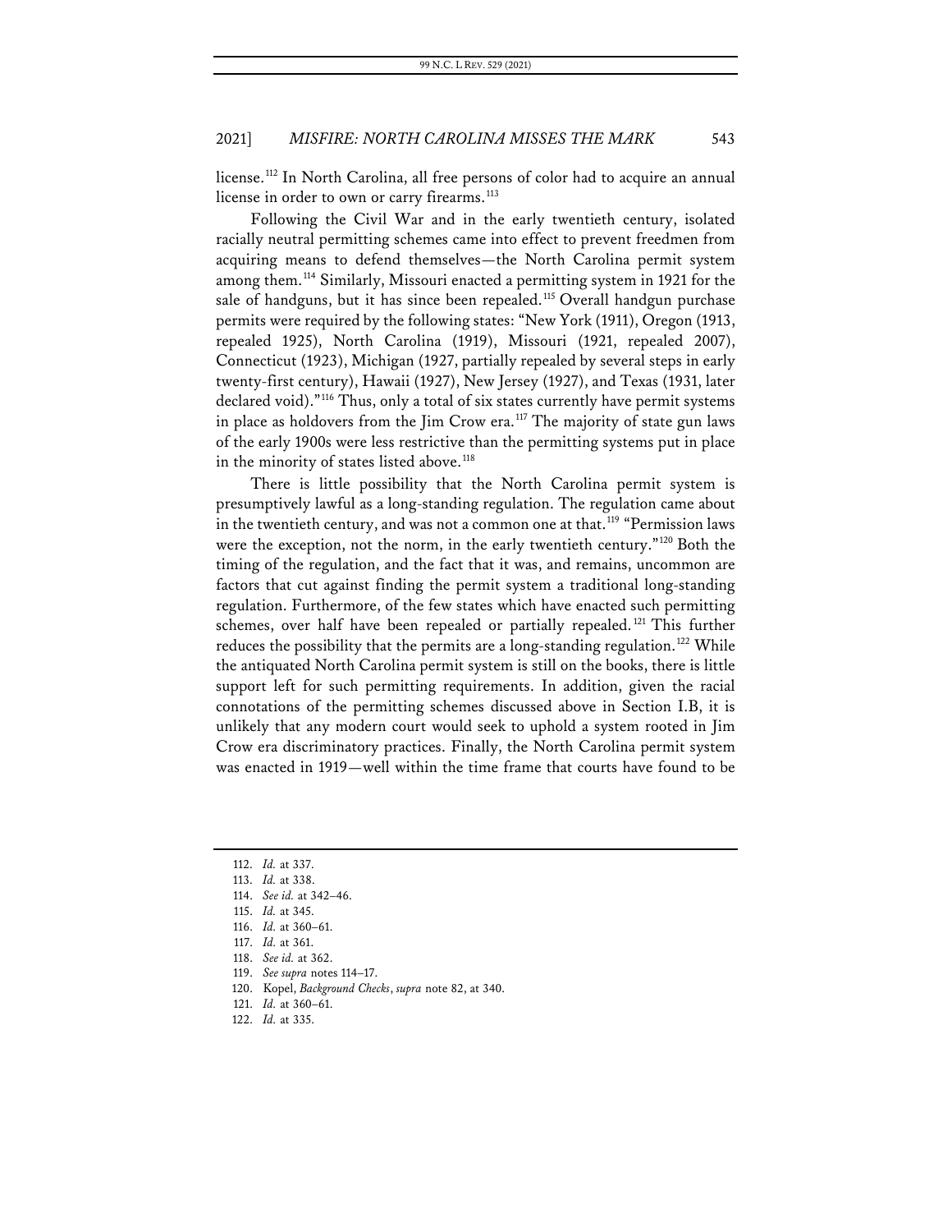license.[112] In North Carolina, all free persons of color had to acquire an annual license in order to own or carry firearms.[113]

Following the Civil War and in the early twentieth century, isolated racially neutral permitting schemes came into effect to prevent freedmen from acquiring means to defend themselves—the North Carolina permit system among them.[114] Similarly, Missouri enacted a permitting system in 1921 for the sale of handguns, but it has since been repealed.[115] Overall handgun purchase permits were required by the following states: "New York (1911), Oregon (1913, repealed 1925), North Carolina (1919), Missouri (1921, repealed 2007), Connecticut (1923), Michigan (1927, partially repealed by several steps in early twenty-first century), Hawaii (1927), New Jersey (1927), and Texas (1931, later declared void)."[116] Thus, only a total of six states currently have permit systems in place as holdovers from the Jim Crow era.[117] The majority of state gun laws of the early 1900s were less restrictive than the permitting systems put in place in the minority of states listed above.[118]

There is little possibility that the North Carolina permit system is presumptively lawful as a long-standing regulation. The regulation came about in the twentieth century, and was not a common one at that.[119] "Permission laws were the exception, not the norm, in the early twentieth century."[120] Both the timing of the regulation, and the fact that it was, and remains, uncommon are factors that cut against finding the permit system a traditional long-standing regulation. Furthermore, of the few states which have enacted such permitting schemes, over half have been repealed or partially repealed.[121] This further reduces the possibility that the permits are a long-standing regulation.[122] While the antiquated North Carolina permit system is still on the books, there is little support left for such permitting requirements. In addition, given the racial connotations of the permitting schemes discussed above in Section I.B, it is unlikely that any modern court would seek to uphold a system rooted in Jim Crow era discriminatory practices. Finally, the North Carolina permit system was enacted in 1919—well within the time frame that courts have found to be

---

112. *Id.* at 337.
113. *Id.* at 338.
114. *See id.* at 342–46.
115. *Id.* at 345.
116. *Id.* at 360–61.
117. *Id.* at 361.
118. *See id.* at 362.
119. *See supra* notes 114–17.
120. Kopel, *Background Checks*, *supra* note 82, at 340.
121. *Id.* at 360–61.
122. *Id.* at 335.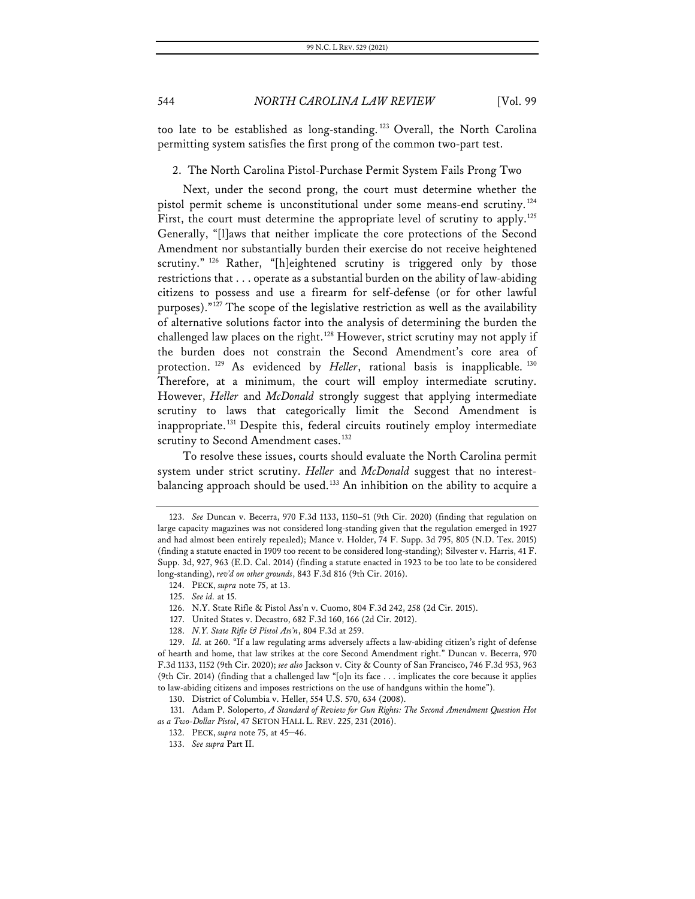too late to be established as long-standing.[123] Overall, the North Carolina permitting system satisfies the first prong of the common two-part test.

2. The North Carolina Pistol-Purchase Permit System Fails Prong Two

Next, under the second prong, the court must determine whether the pistol permit scheme is unconstitutional under some means-end scrutiny.[124] First, the court must determine the appropriate level of scrutiny to apply.[125] Generally, "[l]aws that neither implicate the core protections of the Second Amendment nor substantially burden their exercise do not receive heightened scrutiny."[126] Rather, "[h]eightened scrutiny is triggered only by those restrictions that . . . operate as a substantial burden on the ability of law-abiding citizens to possess and use a firearm for self-defense (or for other lawful purposes)."[127] The scope of the legislative restriction as well as the availability of alternative solutions factor into the analysis of determining the burden the challenged law places on the right.[128] However, strict scrutiny may not apply if the burden does not constrain the Second Amendment's core area of protection.[129] As evidenced by *Heller*, rational basis is inapplicable.[130] Therefore, at a minimum, the court will employ intermediate scrutiny. However, *Heller* and *McDonald* strongly suggest that applying intermediate scrutiny to laws that categorically limit the Second Amendment is inappropriate.[131] Despite this, federal circuits routinely employ intermediate scrutiny to Second Amendment cases.[132]

To resolve these issues, courts should evaluate the North Carolina permit system under strict scrutiny. *Heller* and *McDonald* suggest that no interest-balancing approach should be used.[133] An inhibition on the ability to acquire a

---

123. *See* Duncan v. Becerra, 970 F.3d 1133, 1150–51 (9th Cir. 2020) (finding that regulation on large capacity magazines was not considered long-standing given that the regulation emerged in 1927 and had almost been entirely repealed); Mance v. Holder, 74 F. Supp. 3d 795, 805 (N.D. Tex. 2015) (finding a statute enacted in 1909 too recent to be considered long-standing); Silvester v. Harris, 41 F. Supp. 3d, 927, 963 (E.D. Cal. 2014) (finding a statute enacted in 1923 to be too late to be considered long-standing), *rev'd on other grounds*, 843 F.3d 816 (9th Cir. 2016).

124. PECK, *supra* note 75, at 13.

125. *See id.* at 15.

126. N.Y. State Rifle & Pistol Ass'n v. Cuomo, 804 F.3d 242, 258 (2d Cir. 2015).

127. United States v. Decastro, 682 F.3d 160, 166 (2d Cir. 2012).

128. *N.Y. State Rifle & Pistol Ass'n*, 804 F.3d at 259.

129. *Id.* at 260. "If a law regulating arms adversely affects a law-abiding citizen's right of defense of hearth and home, that law strikes at the core Second Amendment right." Duncan v. Becerra, 970 F.3d 1133, 1152 (9th Cir. 2020); *see also* Jackson v. City & County of San Francisco, 746 F.3d 953, 963 (9th Cir. 2014) (finding that a challenged law "[o]n its face . . . implicates the core because it applies to law-abiding citizens and imposes restrictions on the use of handguns within the home").

130. District of Columbia v. Heller, 554 U.S. 570, 634 (2008).

131. Adam P. Soloperto, *A Standard of Review for Gun Rights: The Second Amendment Question Hot as a Two-Dollar Pistol*, 47 SETON HALL L. REV. 225, 231 (2016).

132. PECK, *supra* note 75, at 45–46.

133. *See supra* Part II.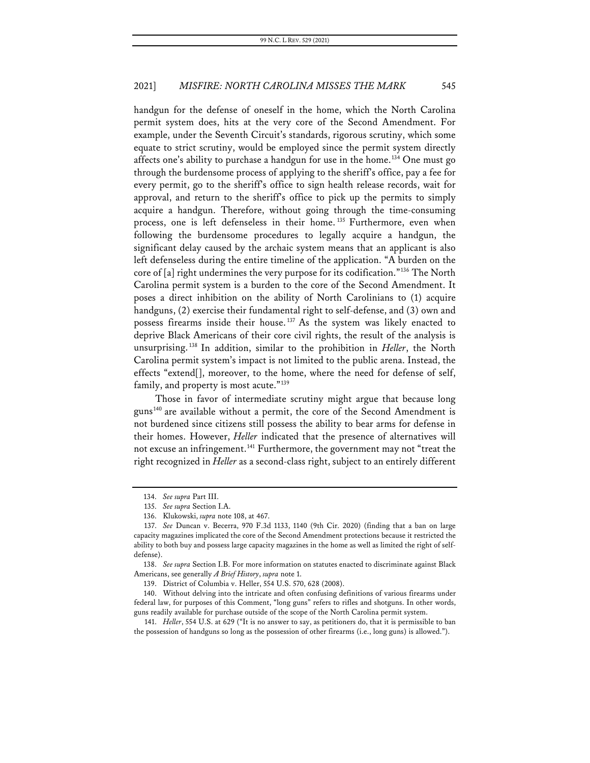handgun for the defense of oneself in the home, which the North Carolina permit system does, hits at the very core of the Second Amendment. For example, under the Seventh Circuit's standards, rigorous scrutiny, which some equate to strict scrutiny, would be employed since the permit system directly affects one's ability to purchase a handgun for use in the home.[134] One must go through the burdensome process of applying to the sheriff's office, pay a fee for every permit, go to the sheriff's office to sign health release records, wait for approval, and return to the sheriff's office to pick up the permits to simply acquire a handgun. Therefore, without going through the time-consuming process, one is left defenseless in their home.[135] Furthermore, even when following the burdensome procedures to legally acquire a handgun, the significant delay caused by the archaic system means that an applicant is also left defenseless during the entire timeline of the application. "A burden on the core of [a] right undermines the very purpose for its codification."[136] The North Carolina permit system is a burden to the core of the Second Amendment. It poses a direct inhibition on the ability of North Carolinians to (1) acquire handguns, (2) exercise their fundamental right to self-defense, and (3) own and possess firearms inside their house.[137] As the system was likely enacted to deprive Black Americans of their core civil rights, the result of the analysis is unsurprising.[138] In addition, similar to the prohibition in *Heller*, the North Carolina permit system's impact is not limited to the public arena. Instead, the effects "extend[], moreover, to the home, where the need for defense of self, family, and property is most acute."[139]

Those in favor of intermediate scrutiny might argue that because long guns[140] are available without a permit, the core of the Second Amendment is not burdened since citizens still possess the ability to bear arms for defense in their homes. However, *Heller* indicated that the presence of alternatives will not excuse an infringement.[141] Furthermore, the government may not "treat the right recognized in *Heller* as a second-class right, subject to an entirely different

134. *See supra* Part III.

135. *See supra* Section I.A.

136. Klukowski, *supra* note 108, at 467.

137. *See* Duncan v. Becerra, 970 F.3d 1133, 1140 (9th Cir. 2020) (finding that a ban on large capacity magazines implicated the core of the Second Amendment protections because it restricted the ability to both buy and possess large capacity magazines in the home as well as limited the right of self-defense).

138. *See supra* Section I.B. For more information on statutes enacted to discriminate against Black Americans, see generally *A Brief History*, *supra* note 1.

139. District of Columbia v. Heller, 554 U.S. 570, 628 (2008).

140. Without delving into the intricate and often confusing definitions of various firearms under federal law, for purposes of this Comment, "long guns" refers to rifles and shotguns. In other words, guns readily available for purchase outside of the scope of the North Carolina permit system.

141. *Heller*, 554 U.S. at 629 ("It is no answer to say, as petitioners do, that it is permissible to ban the possession of handguns so long as the possession of other firearms (i.e., long guns) is allowed.").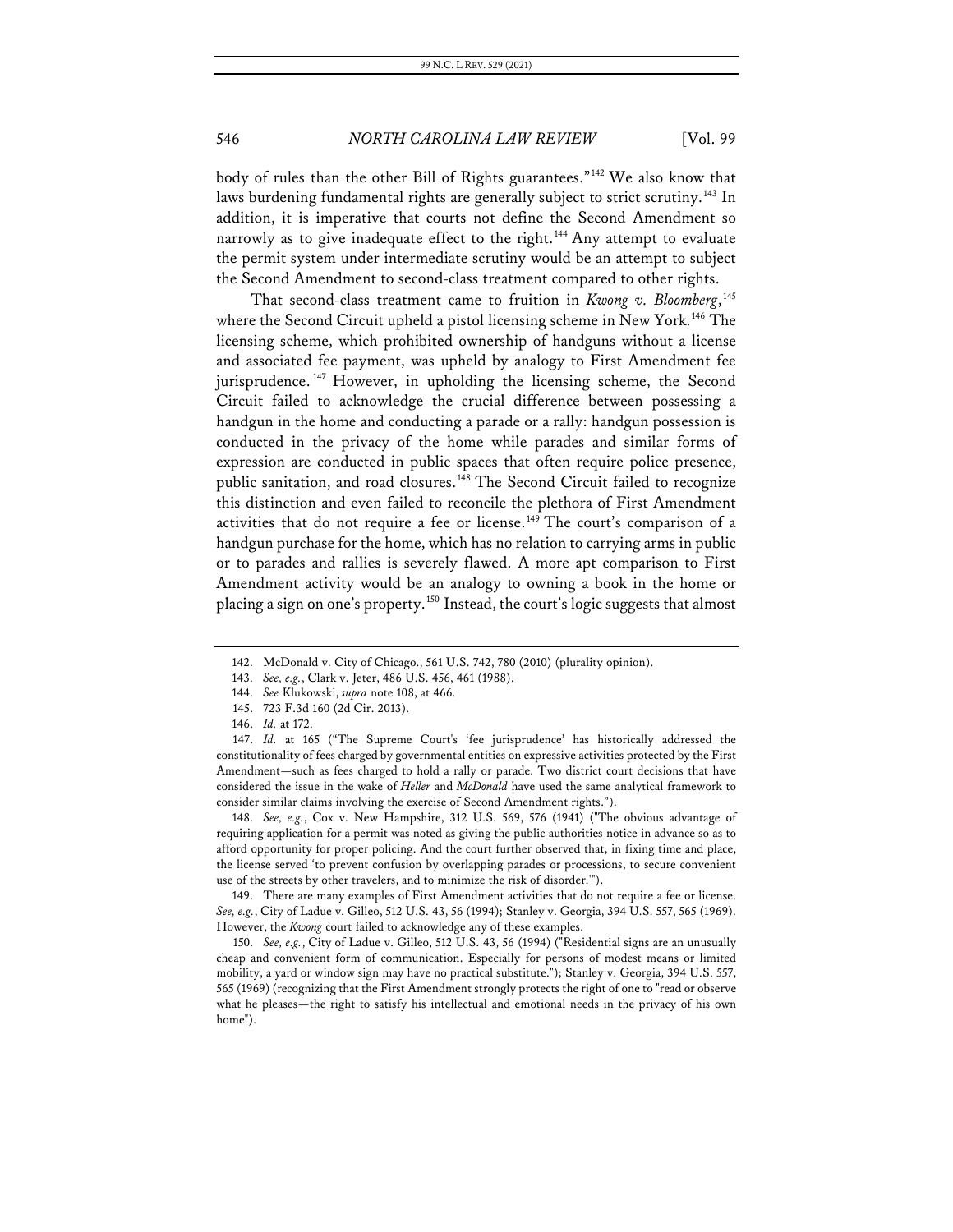body of rules than the other Bill of Rights guarantees."[142] We also know that laws burdening fundamental rights are generally subject to strict scrutiny.[143] In addition, it is imperative that courts not define the Second Amendment so narrowly as to give inadequate effect to the right.[144] Any attempt to evaluate the permit system under intermediate scrutiny would be an attempt to subject the Second Amendment to second-class treatment compared to other rights.

That second-class treatment came to fruition in *Kwong v. Bloomberg*,[145] where the Second Circuit upheld a pistol licensing scheme in New York.[146] The licensing scheme, which prohibited ownership of handguns without a license and associated fee payment, was upheld by analogy to First Amendment fee jurisprudence.[147] However, in upholding the licensing scheme, the Second Circuit failed to acknowledge the crucial difference between possessing a handgun in the home and conducting a parade or a rally: handgun possession is conducted in the privacy of the home while parades and similar forms of expression are conducted in public spaces that often require police presence, public sanitation, and road closures.[148] The Second Circuit failed to recognize this distinction and even failed to reconcile the plethora of First Amendment activities that do not require a fee or license.[149] The court's comparison of a handgun purchase for the home, which has no relation to carrying arms in public or to parades and rallies is severely flawed. A more apt comparison to First Amendment activity would be an analogy to owning a book in the home or placing a sign on one's property.[150] Instead, the court's logic suggests that almost

---

142. McDonald v. City of Chicago., 561 U.S. 742, 780 (2010) (plurality opinion).

143. *See, e.g.*, Clark v. Jeter, 486 U.S. 456, 461 (1988).

144. *See* Klukowski, *supra* note 108, at 466.

145. 723 F.3d 160 (2d Cir. 2013).

146. *Id.* at 172.

147. *Id.* at 165 ("The Supreme Court's 'fee jurisprudence' has historically addressed the constitutionality of fees charged by governmental entities on expressive activities protected by the First Amendment—such as fees charged to hold a rally or parade. Two district court decisions that have considered the issue in the wake of *Heller* and *McDonald* have used the same analytical framework to consider similar claims involving the exercise of Second Amendment rights.").

148. *See, e.g.*, Cox v. New Hampshire, 312 U.S. 569, 576 (1941) ("The obvious advantage of requiring application for a permit was noted as giving the public authorities notice in advance so as to afford opportunity for proper policing. And the court further observed that, in fixing time and place, the license served 'to prevent confusion by overlapping parades or processions, to secure convenient use of the streets by other travelers, and to minimize the risk of disorder.'").

149. There are many examples of First Amendment activities that do not require a fee or license. *See, e.g.*, City of Ladue v. Gilleo, 512 U.S. 43, 56 (1994); Stanley v. Georgia, 394 U.S. 557, 565 (1969). However, the *Kwong* court failed to acknowledge any of these examples.

150. *See, e.g.*, City of Ladue v. Gilleo, 512 U.S. 43, 56 (1994) ("Residential signs are an unusually cheap and convenient form of communication. Especially for persons of modest means or limited mobility, a yard or window sign may have no practical substitute."); Stanley v. Georgia, 394 U.S. 557, 565 (1969) (recognizing that the First Amendment strongly protects the right of one to "read or observe what he pleases—the right to satisfy his intellectual and emotional needs in the privacy of his own home").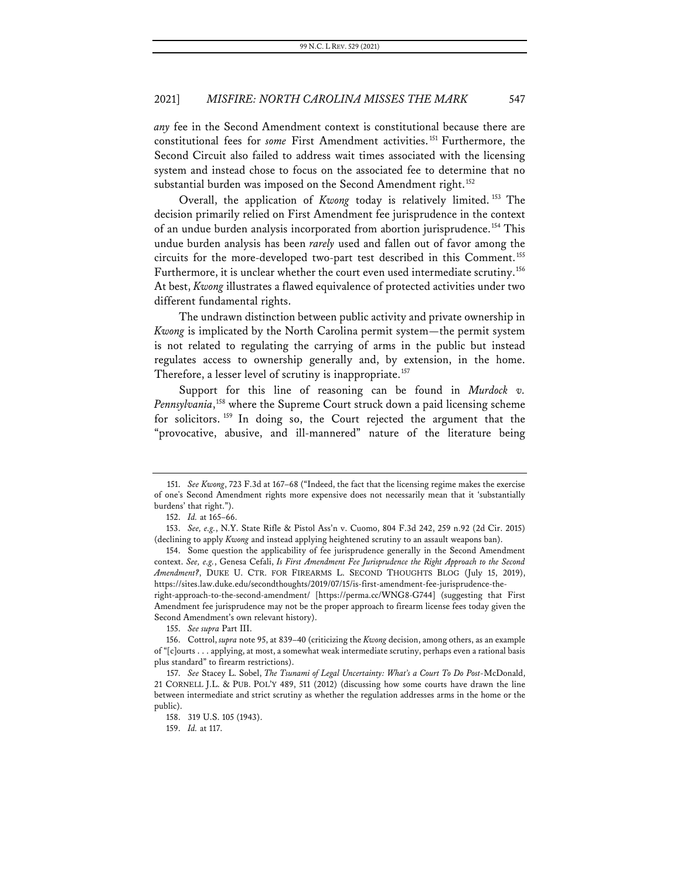*any* fee in the Second Amendment context is constitutional because there are constitutional fees for *some* First Amendment activities.[151] Furthermore, the Second Circuit also failed to address wait times associated with the licensing system and instead chose to focus on the associated fee to determine that no substantial burden was imposed on the Second Amendment right.[152]

Overall, the application of *Kwong* today is relatively limited.[153] The decision primarily relied on First Amendment fee jurisprudence in the context of an undue burden analysis incorporated from abortion jurisprudence.[154] This undue burden analysis has been *rarely* used and fallen out of favor among the circuits for the more-developed two-part test described in this Comment.[155] Furthermore, it is unclear whether the court even used intermediate scrutiny.[156] At best, *Kwong* illustrates a flawed equivalence of protected activities under two different fundamental rights.

The undrawn distinction between public activity and private ownership in *Kwong* is implicated by the North Carolina permit system—the permit system is not related to regulating the carrying of arms in the public but instead regulates access to ownership generally and, by extension, in the home. Therefore, a lesser level of scrutiny is inappropriate.[157]

Support for this line of reasoning can be found in *Murdock v. Pennsylvania*,[158] where the Supreme Court struck down a paid licensing scheme for solicitors.[159] In doing so, the Court rejected the argument that the "provocative, abusive, and ill-mannered" nature of the literature being

---

151. *See Kwong*, 723 F.3d at 167–68 ("Indeed, the fact that the licensing regime makes the exercise of one's Second Amendment rights more expensive does not necessarily mean that it 'substantially burdens' that right.").

152. *Id.* at 165–66.

153. *See, e.g.*, N.Y. State Rifle & Pistol Ass'n v. Cuomo, 804 F.3d 242, 259 n.92 (2d Cir. 2015) (declining to apply *Kwong* and instead applying heightened scrutiny to an assault weapons ban).

154. Some question the applicability of fee jurisprudence generally in the Second Amendment context. *See, e.g.*, Genesa Cefali, *Is First Amendment Fee Jurisprudence the Right Approach to the Second Amendment?*, DUKE U. CTR. FOR FIREARMS L. SECOND THOUGHTS BLOG (July 15, 2019), https://sites.law.duke.edu/secondthoughts/2019/07/15/is-first-amendment-fee-jurisprudence-the-right-approach-to-the-second-amendment/ [https://perma.cc/WNG8-G744] (suggesting that First Amendment fee jurisprudence may not be the proper approach to firearm license fees today given the Second Amendment's own relevant history).

155. *See supra* Part III.

156. Cottrol, *supra* note 95, at 839–40 (criticizing the *Kwong* decision, among others, as an example of "[c]ourts . . . applying, at most, a somewhat weak intermediate scrutiny, perhaps even a rational basis plus standard" to firearm restrictions).

157. *See* Stacey L. Sobel, *The Tsunami of Legal Uncertainty: What's a Court To Do Post-*McDonald, 21 CORNELL J.L. & PUB. POL'Y 489, 511 (2012) (discussing how some courts have drawn the line between intermediate and strict scrutiny as whether the regulation addresses arms in the home or the public).

158. 319 U.S. 105 (1943).

159. *Id.* at 117.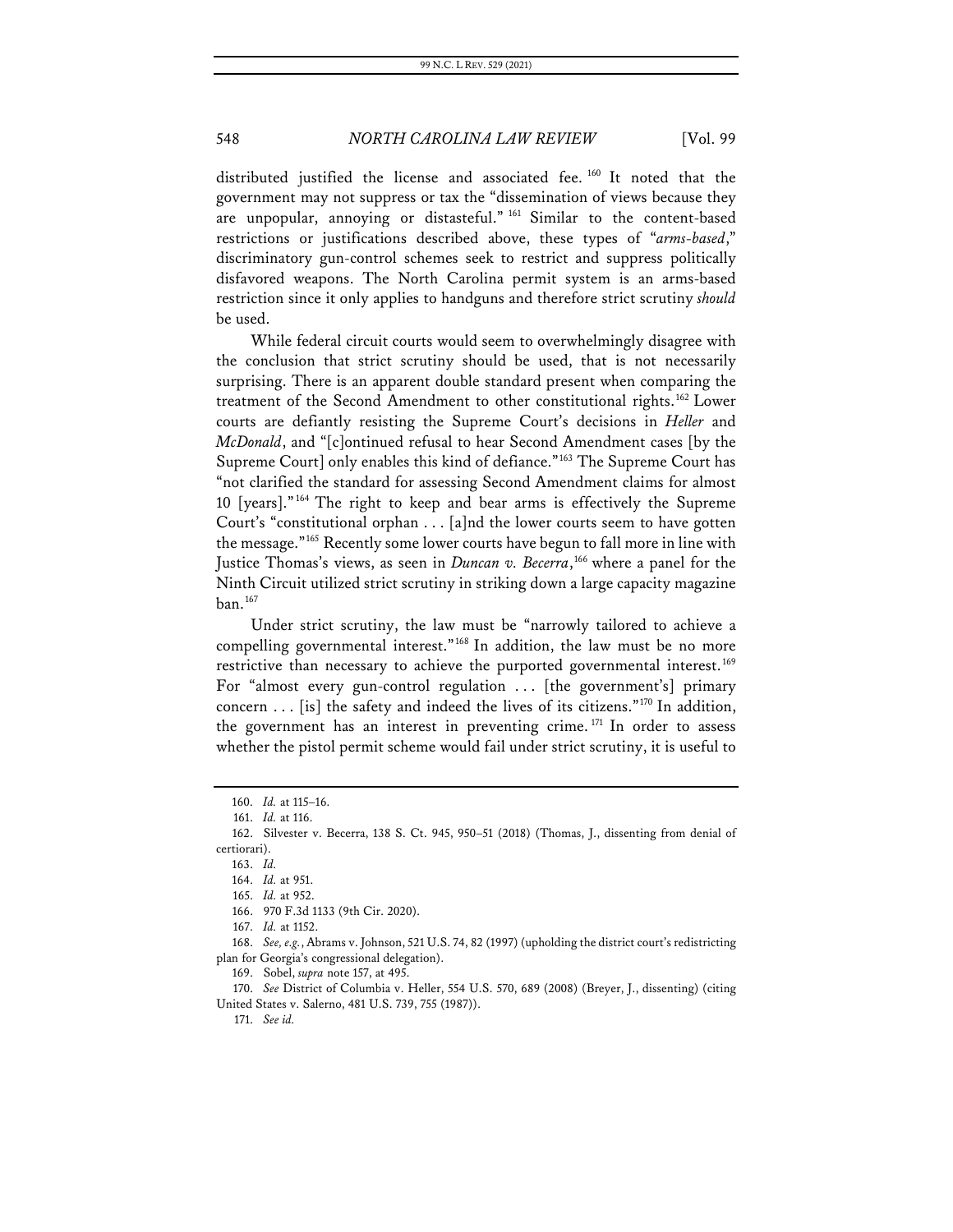distributed justified the license and associated fee.[160] It noted that the government may not suppress or tax the "dissemination of views because they are unpopular, annoying or distasteful."[161] Similar to the content-based restrictions or justifications described above, these types of "*arms-based*," discriminatory gun-control schemes seek to restrict and suppress politically disfavored weapons. The North Carolina permit system is an arms-based restriction since it only applies to handguns and therefore strict scrutiny *should* be used.

While federal circuit courts would seem to overwhelmingly disagree with the conclusion that strict scrutiny should be used, that is not necessarily surprising. There is an apparent double standard present when comparing the treatment of the Second Amendment to other constitutional rights.[162] Lower courts are defiantly resisting the Supreme Court's decisions in *Heller* and *McDonald*, and "[c]ontinued refusal to hear Second Amendment cases [by the Supreme Court] only enables this kind of defiance."[163] The Supreme Court has "not clarified the standard for assessing Second Amendment claims for almost 10 [years]."[164] The right to keep and bear arms is effectively the Supreme Court's "constitutional orphan . . . [a]nd the lower courts seem to have gotten the message."[165] Recently some lower courts have begun to fall more in line with Justice Thomas's views, as seen in *Duncan v. Becerra*,[166] where a panel for the Ninth Circuit utilized strict scrutiny in striking down a large capacity magazine ban.[167]

Under strict scrutiny, the law must be "narrowly tailored to achieve a compelling governmental interest."[168] In addition, the law must be no more restrictive than necessary to achieve the purported governmental interest.[169] For "almost every gun-control regulation . . . [the government's] primary concern . . . [is] the safety and indeed the lives of its citizens."[170] In addition, the government has an interest in preventing crime.[171] In order to assess whether the pistol permit scheme would fail under strict scrutiny, it is useful to

160. *Id.* at 115–16.

161. *Id.* at 116.

162. Silvester v. Becerra, 138 S. Ct. 945, 950–51 (2018) (Thomas, J., dissenting from denial of certiorari).

163. *Id.*

164. *Id.* at 951.

165. *Id.* at 952.

166. 970 F.3d 1133 (9th Cir. 2020).

167. *Id.* at 1152.

168. *See, e.g.*, Abrams v. Johnson, 521 U.S. 74, 82 (1997) (upholding the district court's redistricting plan for Georgia's congressional delegation).

169. Sobel, *supra* note 157, at 495.

170. *See* District of Columbia v. Heller, 554 U.S. 570, 689 (2008) (Breyer, J., dissenting) (citing United States v. Salerno, 481 U.S. 739, 755 (1987)).

171. *See id.*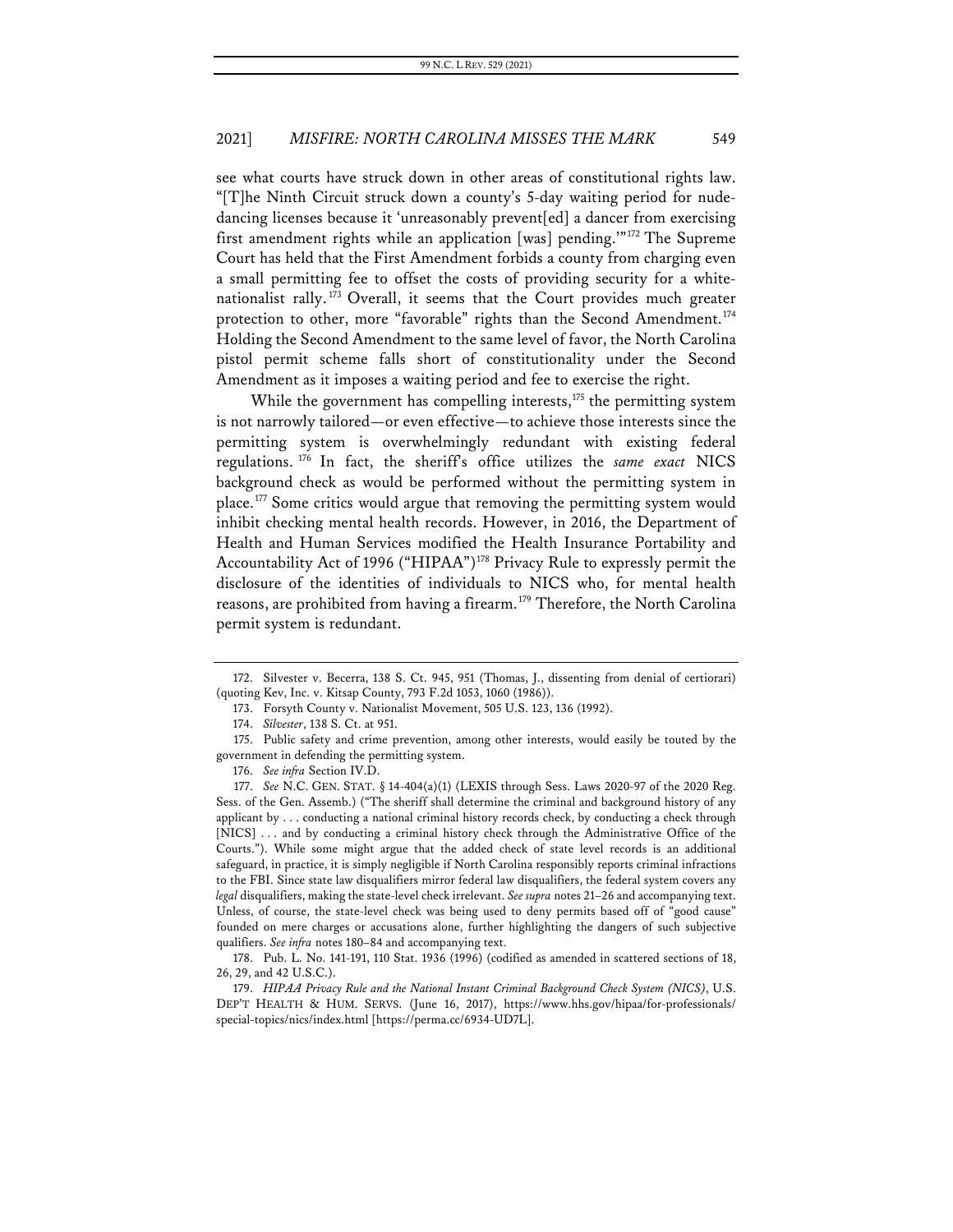see what courts have struck down in other areas of constitutional rights law. "[T]he Ninth Circuit struck down a county's 5-day waiting period for nude-dancing licenses because it 'unreasonably prevent[ed] a dancer from exercising first amendment rights while an application [was] pending.'"[172] The Supreme Court has held that the First Amendment forbids a county from charging even a small permitting fee to offset the costs of providing security for a white-nationalist rally.[173] Overall, it seems that the Court provides much greater protection to other, more "favorable" rights than the Second Amendment.[174] Holding the Second Amendment to the same level of favor, the North Carolina pistol permit scheme falls short of constitutionality under the Second Amendment as it imposes a waiting period and fee to exercise the right.

While the government has compelling interests,[175] the permitting system is not narrowly tailored—or even effective—to achieve those interests since the permitting system is overwhelmingly redundant with existing federal regulations.[176] In fact, the sheriff's office utilizes the *same exact* NICS background check as would be performed without the permitting system in place.[177] Some critics would argue that removing the permitting system would inhibit checking mental health records. However, in 2016, the Department of Health and Human Services modified the Health Insurance Portability and Accountability Act of 1996 ("HIPAA")[178] Privacy Rule to expressly permit the disclosure of the identities of individuals to NICS who, for mental health reasons, are prohibited from having a firearm.[179] Therefore, the North Carolina permit system is redundant.

---

172. Silvester v. Becerra, 138 S. Ct. 945, 951 (Thomas, J., dissenting from denial of certiorari) (quoting Kev, Inc. v. Kitsap County, 793 F.2d 1053, 1060 (1986)).

173. Forsyth County v. Nationalist Movement, 505 U.S. 123, 136 (1992).

174. *Silvester*, 138 S. Ct. at 951.

175. Public safety and crime prevention, among other interests, would easily be touted by the government in defending the permitting system.

176. *See infra* Section IV.D.

177. *See* N.C. GEN. STAT. § 14-404(a)(1) (LEXIS through Sess. Laws 2020-97 of the 2020 Reg. Sess. of the Gen. Assemb.) ("The sheriff shall determine the criminal and background history of any applicant by . . . conducting a national criminal history records check, by conducting a check through [NICS] . . . and by conducting a criminal history check through the Administrative Office of the Courts."). While some might argue that the added check of state level records is an additional safeguard, in practice, it is simply negligible if North Carolina responsibly reports criminal infractions to the FBI. Since state law disqualifiers mirror federal law disqualifiers, the federal system covers any *legal* disqualifiers, making the state-level check irrelevant. *See supra* notes 21–26 and accompanying text. Unless, of course, the state-level check was being used to deny permits based off of "good cause" founded on mere charges or accusations alone, further highlighting the dangers of such subjective qualifiers. *See infra* notes 180–84 and accompanying text.

178. Pub. L. No. 141-191, 110 Stat. 1936 (1996) (codified as amended in scattered sections of 18, 26, 29, and 42 U.S.C.).

179. *HIPAA Privacy Rule and the National Instant Criminal Background Check System (NICS)*, U.S. DEP'T HEALTH & HUM. SERVS. (June 16, 2017), https://www.hhs.gov/hipaa/for-professionals/special-topics/nics/index.html [https://perma.cc/6934-UD7L].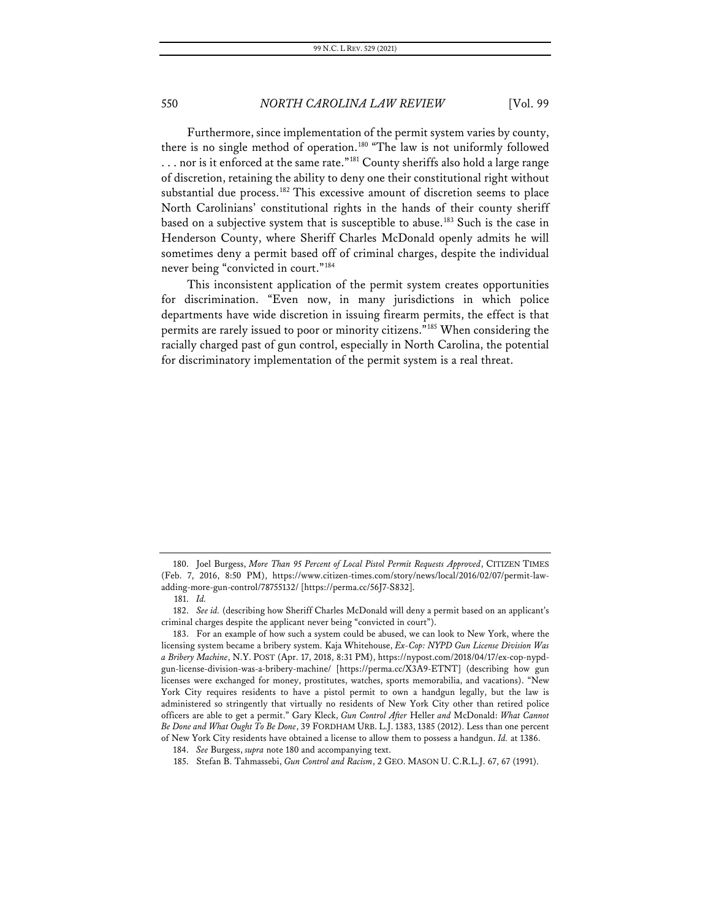Furthermore, since implementation of the permit system varies by county, there is no single method of operation.[180] "The law is not uniformly followed . . . nor is it enforced at the same rate."[181] County sheriffs also hold a large range of discretion, retaining the ability to deny one their constitutional right without substantial due process.[182] This excessive amount of discretion seems to place North Carolinians' constitutional rights in the hands of their county sheriff based on a subjective system that is susceptible to abuse.[183] Such is the case in Henderson County, where Sheriff Charles McDonald openly admits he will sometimes deny a permit based off of criminal charges, despite the individual never being "convicted in court."[184]

This inconsistent application of the permit system creates opportunities for discrimination. "Even now, in many jurisdictions in which police departments have wide discretion in issuing firearm permits, the effect is that permits are rarely issued to poor or minority citizens."[185] When considering the racially charged past of gun control, especially in North Carolina, the potential for discriminatory implementation of the permit system is a real threat.

---

180. Joel Burgess, *More Than 95 Percent of Local Pistol Permit Requests Approved*, CITIZEN TIMES (Feb. 7, 2016, 8:50 PM), https://www.citizen-times.com/story/news/local/2016/02/07/permit-law-adding-more-gun-control/78755132/ [https://perma.cc/56J7-S832].

181. *Id.*

182. *See id.* (describing how Sheriff Charles McDonald will deny a permit based on an applicant's criminal charges despite the applicant never being "convicted in court").

183. For an example of how such a system could be abused, we can look to New York, where the licensing system became a bribery system. Kaja Whitehouse, *Ex-Cop: NYPD Gun License Division Was a Bribery Machine*, N.Y. POST (Apr. 17, 2018, 8:31 PM), https://nypost.com/2018/04/17/ex-cop-nypd-gun-license-division-was-a-bribery-machine/ [https://perma.cc/X3A9-ETNT] (describing how gun licenses were exchanged for money, prostitutes, watches, sports memorabilia, and vacations). "New York City requires residents to have a pistol permit to own a handgun legally, but the law is administered so stringently that virtually no residents of New York City other than retired police officers are able to get a permit." Gary Kleck, *Gun Control After* Heller *and* McDonald: *What Cannot Be Done and What Ought To Be Done*, 39 FORDHAM URB. L.J. 1383, 1385 (2012). Less than one percent of New York City residents have obtained a license to allow them to possess a handgun. *Id.* at 1386.

184. *See* Burgess, *supra* note 180 and accompanying text.

185. Stefan B. Tahmassebi, *Gun Control and Racism*, 2 GEO. MASON U. C.R.L.J. 67, 67 (1991).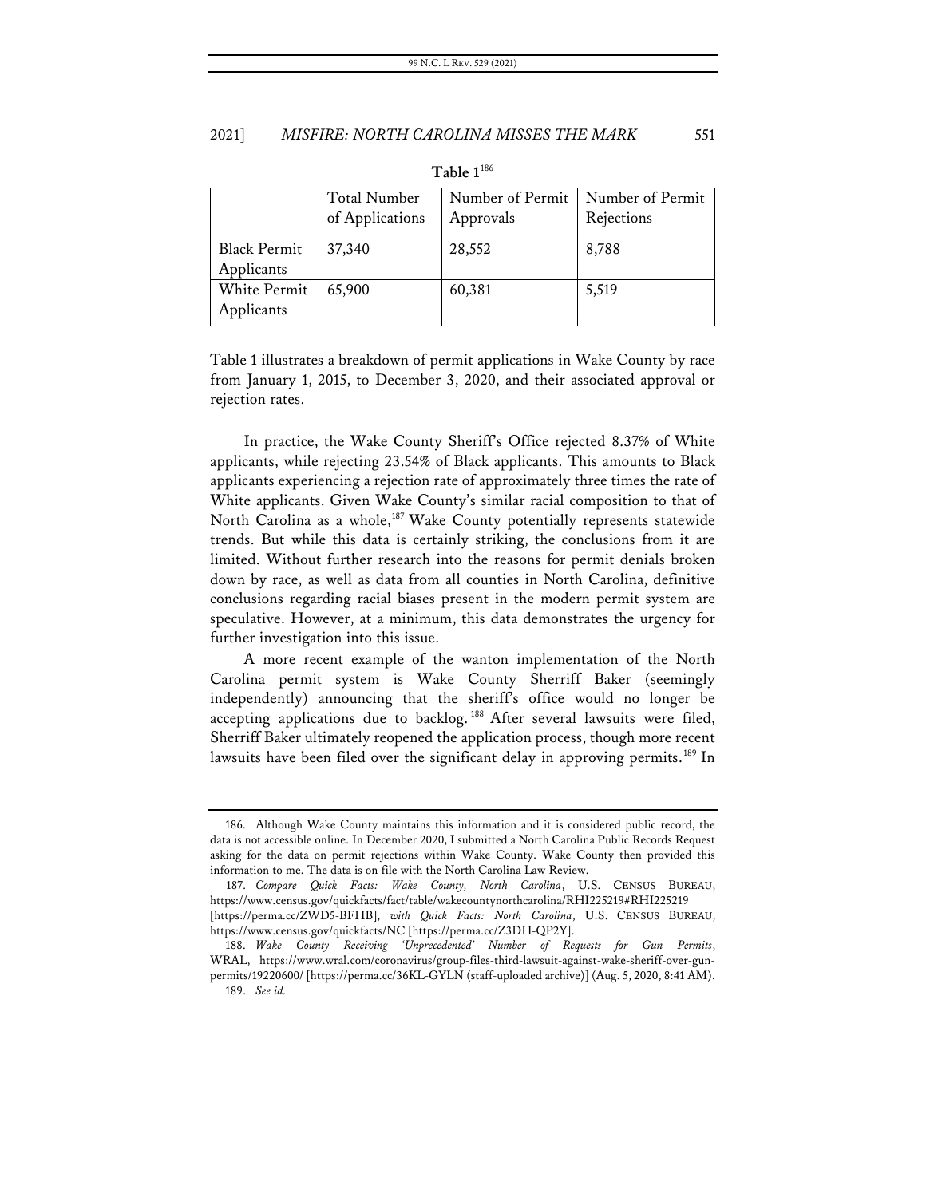**Table 1**[186]

| | Total Number of Applications | Number of Permit Approvals | Number of Permit Rejections |
|---|---|---|---|
| Black Permit Applicants | 37,340 | 28,552 | 8,788 |
| White Permit Applicants | 65,900 | 60,381 | 5,519 |

Table 1 illustrates a breakdown of permit applications in Wake County by race from January 1, 2015, to December 3, 2020, and their associated approval or rejection rates.

In practice, the Wake County Sheriff's Office rejected 8.37% of White applicants, while rejecting 23.54% of Black applicants. This amounts to Black applicants experiencing a rejection rate of approximately three times the rate of White applicants. Given Wake County's similar racial composition to that of North Carolina as a whole,[187] Wake County potentially represents statewide trends. But while this data is certainly striking, the conclusions from it are limited. Without further research into the reasons for permit denials broken down by race, as well as data from all counties in North Carolina, definitive conclusions regarding racial biases present in the modern permit system are speculative. However, at a minimum, this data demonstrates the urgency for further investigation into this issue.

A more recent example of the wanton implementation of the North Carolina permit system is Wake County Sherriff Baker (seemingly independently) announcing that the sheriff's office would no longer be accepting applications due to backlog.[188] After several lawsuits were filed, Sherriff Baker ultimately reopened the application process, though more recent lawsuits have been filed over the significant delay in approving permits.[189] In

186. Although Wake County maintains this information and it is considered public record, the data is not accessible online. In December 2020, I submitted a North Carolina Public Records Request asking for the data on permit rejections within Wake County. Wake County then provided this information to me. The data is on file with the North Carolina Law Review.

187. *Compare Quick Facts: Wake County, North Carolina*, U.S. CENSUS BUREAU, https://www.census.gov/quickfacts/fact/table/wakecountynorthcarolina/RHI225219#RHI225219 [https://perma.cc/ZWD5-BFHB], *with Quick Facts: North Carolina*, U.S. CENSUS BUREAU, https://www.census.gov/quickfacts/NC [https://perma.cc/Z3DH-QP2Y].

188. *Wake County Receiving 'Unprecedented' Number of Requests for Gun Permits*, WRAL, https://www.wral.com/coronavirus/group-files-third-lawsuit-against-wake-sheriff-over-gun-permits/19220600/ [https://perma.cc/36KL-GYLN (staff-uploaded archive)] (Aug. 5, 2020, 8:41 AM).

189. *See id.*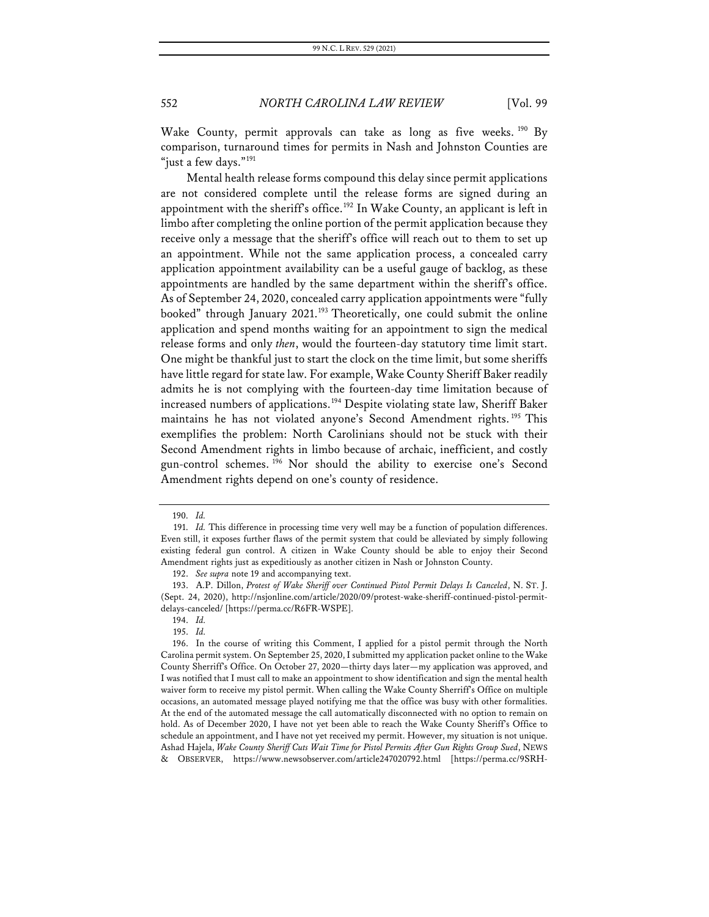Wake County, permit approvals can take as long as five weeks.[190] By comparison, turnaround times for permits in Nash and Johnston Counties are "just a few days."[191]

Mental health release forms compound this delay since permit applications are not considered complete until the release forms are signed during an appointment with the sheriff's office.[192] In Wake County, an applicant is left in limbo after completing the online portion of the permit application because they receive only a message that the sheriff's office will reach out to them to set up an appointment. While not the same application process, a concealed carry application appointment availability can be a useful gauge of backlog, as these appointments are handled by the same department within the sheriff's office. As of September 24, 2020, concealed carry application appointments were "fully booked" through January 2021.[193] Theoretically, one could submit the online application and spend months waiting for an appointment to sign the medical release forms and only *then*, would the fourteen-day statutory time limit start. One might be thankful just to start the clock on the time limit, but some sheriffs have little regard for state law. For example, Wake County Sheriff Baker readily admits he is not complying with the fourteen-day time limitation because of increased numbers of applications.[194] Despite violating state law, Sheriff Baker maintains he has not violated anyone's Second Amendment rights.[195] This exemplifies the problem: North Carolinians should not be stuck with their Second Amendment rights in limbo because of archaic, inefficient, and costly gun-control schemes.[196] Nor should the ability to exercise one's Second Amendment rights depend on one's county of residence.

---

190. *Id.*

191. *Id.* This difference in processing time very well may be a function of population differences. Even still, it exposes further flaws of the permit system that could be alleviated by simply following existing federal gun control. A citizen in Wake County should be able to enjoy their Second Amendment rights just as expeditiously as another citizen in Nash or Johnston County.

192. *See supra* note 19 and accompanying text.

193. A.P. Dillon, *Protest of Wake Sheriff over Continued Pistol Permit Delays Is Canceled*, N. ST. J. (Sept. 24, 2020), http://nsjonline.com/article/2020/09/protest-wake-sheriff-continued-pistol-permit-delays-canceled/ [https://perma.cc/R6FR-WSPE].

194. *Id.*

195. *Id.*

196. In the course of writing this Comment, I applied for a pistol permit through the North Carolina permit system. On September 25, 2020, I submitted my application packet online to the Wake County Sherriff's Office. On October 27, 2020—thirty days later—my application was approved, and I was notified that I must call to make an appointment to show identification and sign the mental health waiver form to receive my pistol permit. When calling the Wake County Sherriff's Office on multiple occasions, an automated message played notifying me that the office was busy with other formalities. At the end of the automated message the call automatically disconnected with no option to remain on hold. As of December 2020, I have not yet been able to reach the Wake County Sheriff's Office to schedule an appointment, and I have not yet received my permit. However, my situation is not unique. Ashad Hajela, *Wake County Sheriff Cuts Wait Time for Pistol Permits After Gun Rights Group Sued*, NEWS & OBSERVER, https://www.newsobserver.com/article247020792.html [https://perma.cc/9SRH-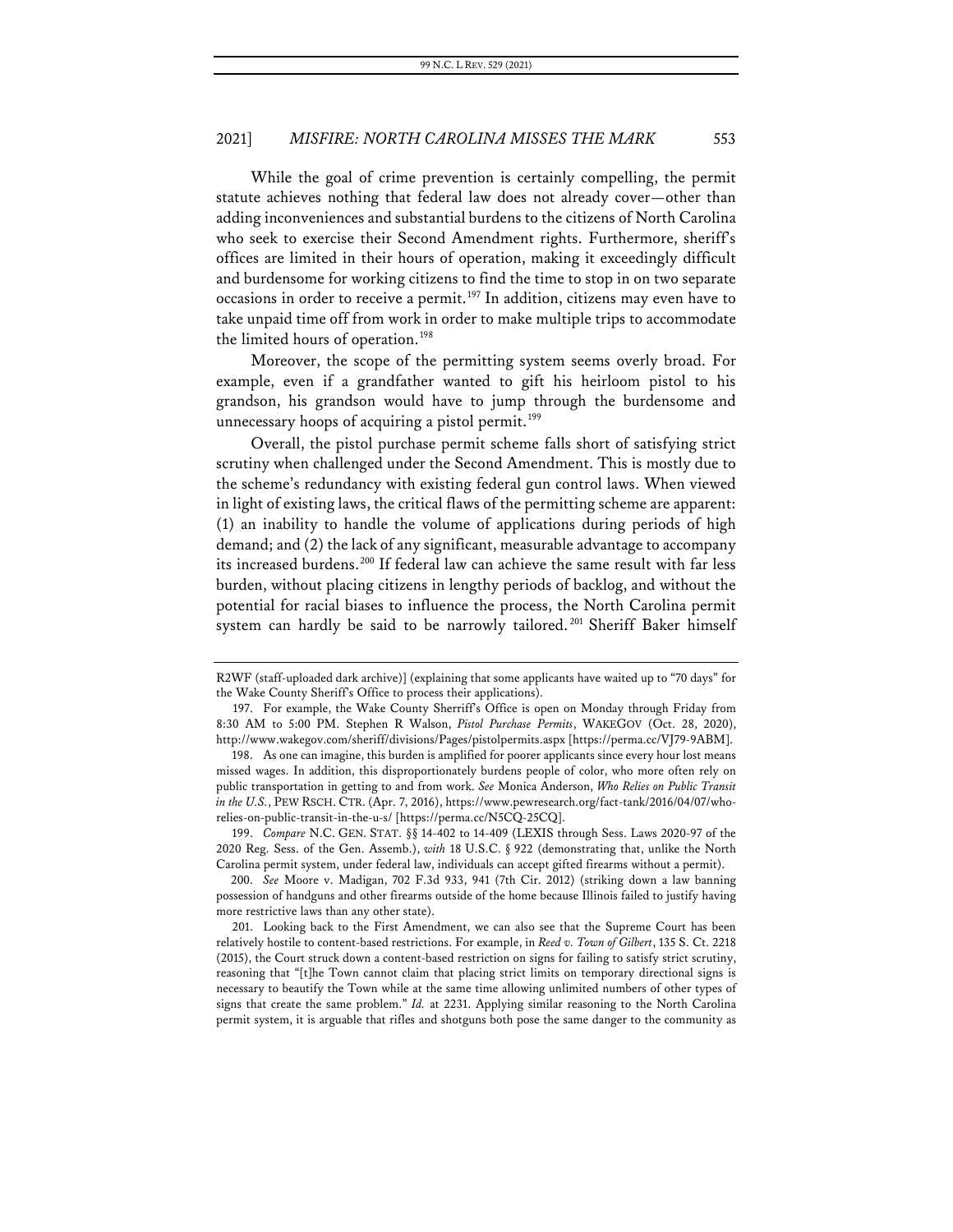While the goal of crime prevention is certainly compelling, the permit statute achieves nothing that federal law does not already cover—other than adding inconveniences and substantial burdens to the citizens of North Carolina who seek to exercise their Second Amendment rights. Furthermore, sheriff's offices are limited in their hours of operation, making it exceedingly difficult and burdensome for working citizens to find the time to stop in on two separate occasions in order to receive a permit.[197] In addition, citizens may even have to take unpaid time off from work in order to make multiple trips to accommodate the limited hours of operation.[198]

Moreover, the scope of the permitting system seems overly broad. For example, even if a grandfather wanted to gift his heirloom pistol to his grandson, his grandson would have to jump through the burdensome and unnecessary hoops of acquiring a pistol permit.[199]

Overall, the pistol purchase permit scheme falls short of satisfying strict scrutiny when challenged under the Second Amendment. This is mostly due to the scheme's redundancy with existing federal gun control laws. When viewed in light of existing laws, the critical flaws of the permitting scheme are apparent: (1) an inability to handle the volume of applications during periods of high demand; and (2) the lack of any significant, measurable advantage to accompany its increased burdens.[200] If federal law can achieve the same result with far less burden, without placing citizens in lengthy periods of backlog, and without the potential for racial biases to influence the process, the North Carolina permit system can hardly be said to be narrowly tailored.[201] Sheriff Baker himself

---

R2WF (staff-uploaded dark archive)] (explaining that some applicants have waited up to "70 days" for the Wake County Sheriff's Office to process their applications).

197. For example, the Wake County Sherriff's Office is open on Monday through Friday from 8:30 AM to 5:00 PM. Stephen R Walson, *Pistol Purchase Permits*, WAKEGOV (Oct. 28, 2020), http://www.wakegov.com/sheriff/divisions/Pages/pistolpermits.aspx [https://perma.cc/VJ79-9ABM].

198. As one can imagine, this burden is amplified for poorer applicants since every hour lost means missed wages. In addition, this disproportionately burdens people of color, who more often rely on public transportation in getting to and from work. *See* Monica Anderson, *Who Relies on Public Transit in the U.S.*, PEW RSCH. CTR. (Apr. 7, 2016), https://www.pewresearch.org/fact-tank/2016/04/07/who-relies-on-public-transit-in-the-u-s/ [https://perma.cc/N5CQ-25CQ].

199. *Compare* N.C. GEN. STAT. §§ 14-402 to 14-409 (LEXIS through Sess. Laws 2020-97 of the 2020 Reg. Sess. of the Gen. Assemb.), *with* 18 U.S.C. § 922 (demonstrating that, unlike the North Carolina permit system, under federal law, individuals can accept gifted firearms without a permit).

200. *See* Moore v. Madigan, 702 F.3d 933, 941 (7th Cir. 2012) (striking down a law banning possession of handguns and other firearms outside of the home because Illinois failed to justify having more restrictive laws than any other state).

201. Looking back to the First Amendment, we can also see that the Supreme Court has been relatively hostile to content-based restrictions. For example, in *Reed v. Town of Gilbert*, 135 S. Ct. 2218 (2015), the Court struck down a content-based restriction on signs for failing to satisfy strict scrutiny, reasoning that "[t]he Town cannot claim that placing strict limits on temporary directional signs is necessary to beautify the Town while at the same time allowing unlimited numbers of other types of signs that create the same problem." *Id.* at 2231. Applying similar reasoning to the North Carolina permit system, it is arguable that rifles and shotguns both pose the same danger to the community as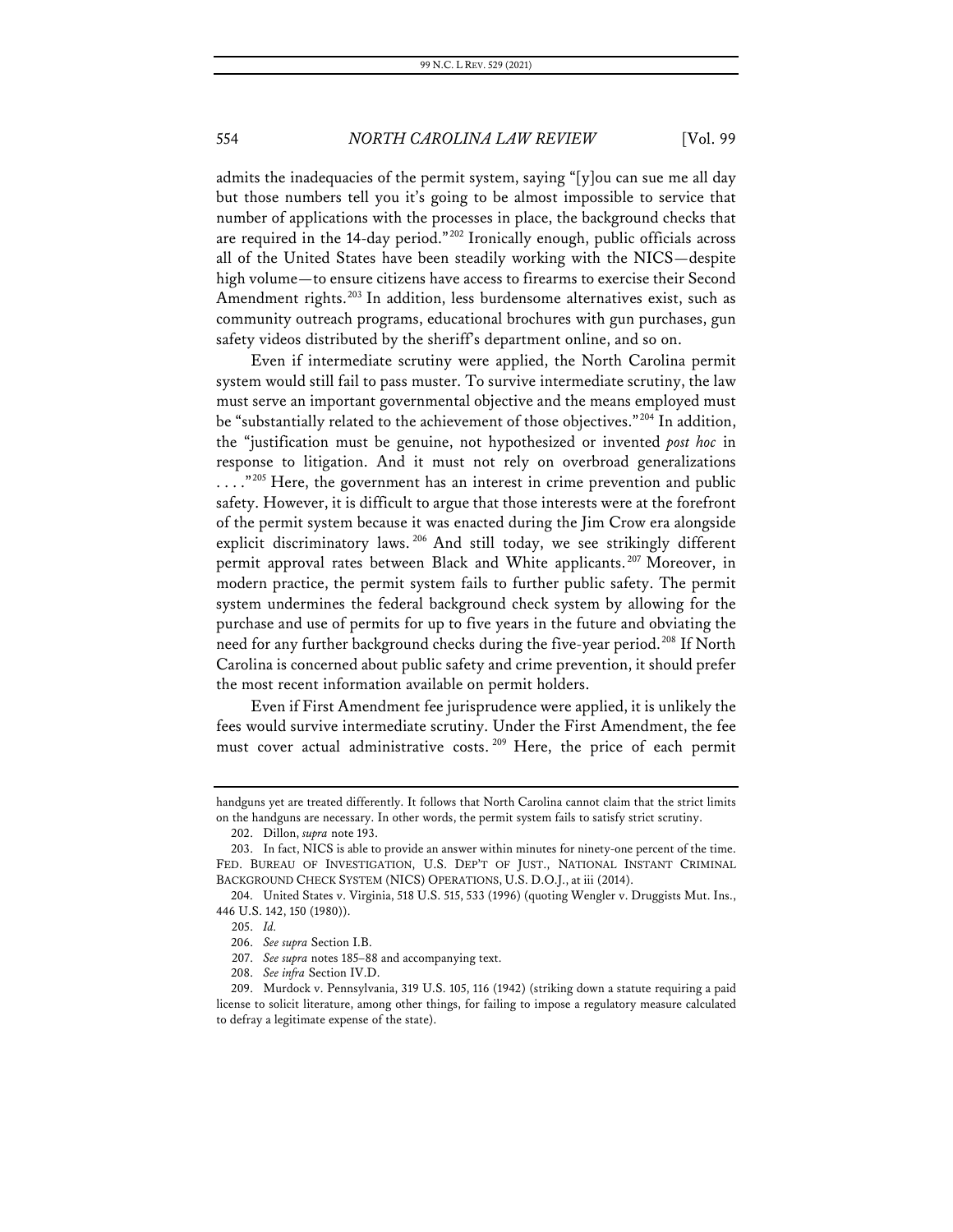admits the inadequacies of the permit system, saying "[y]ou can sue me all day but those numbers tell you it's going to be almost impossible to service that number of applications with the processes in place, the background checks that are required in the 14-day period."[202] Ironically enough, public officials across all of the United States have been steadily working with the NICS—despite high volume—to ensure citizens have access to firearms to exercise their Second Amendment rights.[203] In addition, less burdensome alternatives exist, such as community outreach programs, educational brochures with gun purchases, gun safety videos distributed by the sheriff's department online, and so on.

Even if intermediate scrutiny were applied, the North Carolina permit system would still fail to pass muster. To survive intermediate scrutiny, the law must serve an important governmental objective and the means employed must be "substantially related to the achievement of those objectives."[204] In addition, the "justification must be genuine, not hypothesized or invented *post hoc* in response to litigation. And it must not rely on overbroad generalizations . . . ."[205] Here, the government has an interest in crime prevention and public safety. However, it is difficult to argue that those interests were at the forefront of the permit system because it was enacted during the Jim Crow era alongside explicit discriminatory laws.[206] And still today, we see strikingly different permit approval rates between Black and White applicants.[207] Moreover, in modern practice, the permit system fails to further public safety. The permit system undermines the federal background check system by allowing for the purchase and use of permits for up to five years in the future and obviating the need for any further background checks during the five-year period.[208] If North Carolina is concerned about public safety and crime prevention, it should prefer the most recent information available on permit holders.

Even if First Amendment fee jurisprudence were applied, it is unlikely the fees would survive intermediate scrutiny. Under the First Amendment, the fee must cover actual administrative costs.[209] Here, the price of each permit

---

handguns yet are treated differently. It follows that North Carolina cannot claim that the strict limits on the handguns are necessary. In other words, the permit system fails to satisfy strict scrutiny.

202. Dillon, *supra* note 193.

203. In fact, NICS is able to provide an answer within minutes for ninety-one percent of the time. FED. BUREAU OF INVESTIGATION, U.S. DEP'T OF JUST., NATIONAL INSTANT CRIMINAL BACKGROUND CHECK SYSTEM (NICS) OPERATIONS, U.S. D.O.J., at iii (2014).

204. United States v. Virginia, 518 U.S. 515, 533 (1996) (quoting Wengler v. Druggists Mut. Ins., 446 U.S. 142, 150 (1980)).

205. *Id.*

206. *See supra* Section I.B.

207. *See supra* notes 185–88 and accompanying text.

208. *See infra* Section IV.D.

209. Murdock v. Pennsylvania, 319 U.S. 105, 116 (1942) (striking down a statute requiring a paid license to solicit literature, among other things, for failing to impose a regulatory measure calculated to defray a legitimate expense of the state).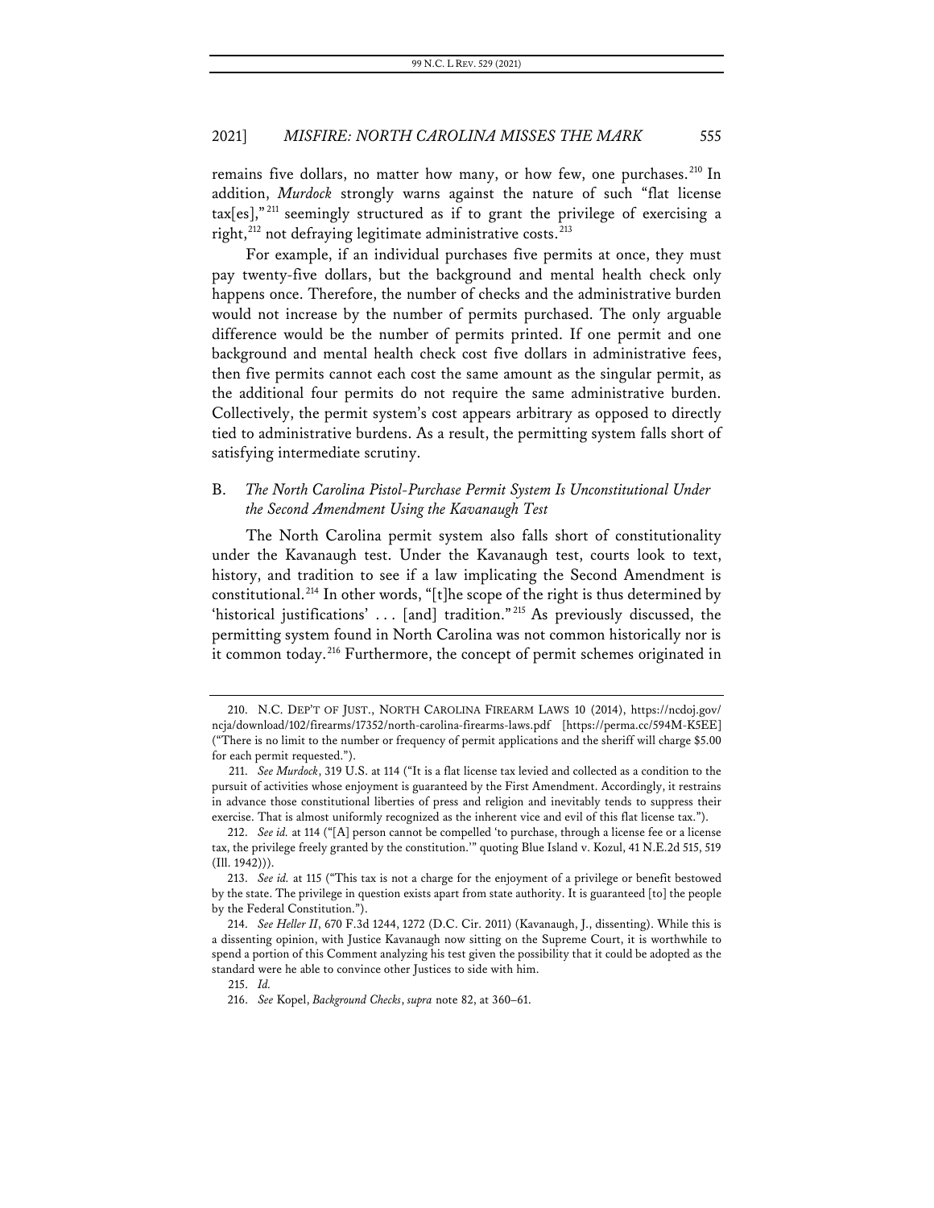remains five dollars, no matter how many, or how few, one purchases.[210] In addition, *Murdock* strongly warns against the nature of such "flat license tax[es],"[211] seemingly structured as if to grant the privilege of exercising a right,[212] not defraying legitimate administrative costs.[213]

For example, if an individual purchases five permits at once, they must pay twenty-five dollars, but the background and mental health check only happens once. Therefore, the number of checks and the administrative burden would not increase by the number of permits purchased. The only arguable difference would be the number of permits printed. If one permit and one background and mental health check cost five dollars in administrative fees, then five permits cannot each cost the same amount as the singular permit, as the additional four permits do not require the same administrative burden. Collectively, the permit system's cost appears arbitrary as opposed to directly tied to administrative burdens. As a result, the permitting system falls short of satisfying intermediate scrutiny.

### B. *The North Carolina Pistol-Purchase Permit System Is Unconstitutional Under the Second Amendment Using the Kavanaugh Test*

The North Carolina permit system also falls short of constitutionality under the Kavanaugh test. Under the Kavanaugh test, courts look to text, history, and tradition to see if a law implicating the Second Amendment is constitutional.[214] In other words, "[t]he scope of the right is thus determined by 'historical justifications' . . . [and] tradition."[215] As previously discussed, the permitting system found in North Carolina was not common historically nor is it common today.[216] Furthermore, the concept of permit schemes originated in

---

210. N.C. DEP'T OF JUST., NORTH CAROLINA FIREARM LAWS 10 (2014), https://ncdoj.gov/ncja/download/102/firearms/17352/north-carolina-firearms-laws.pdf [https://perma.cc/594M-K5EE] ("There is no limit to the number or frequency of permit applications and the sheriff will charge $5.00 for each permit requested.").

211. *See Murdock*, 319 U.S. at 114 ("It is a flat license tax levied and collected as a condition to the pursuit of activities whose enjoyment is guaranteed by the First Amendment. Accordingly, it restrains in advance those constitutional liberties of press and religion and inevitably tends to suppress their exercise. That is almost uniformly recognized as the inherent vice and evil of this flat license tax.").

212. *See id.* at 114 ("[A] person cannot be compelled 'to purchase, through a license fee or a license tax, the privilege freely granted by the constitution.'" quoting Blue Island v. Kozul, 41 N.E.2d 515, 519 (Ill. 1942))).

213. *See id.* at 115 ("This tax is not a charge for the enjoyment of a privilege or benefit bestowed by the state. The privilege in question exists apart from state authority. It is guaranteed [to] the people by the Federal Constitution.").

214. *See Heller II*, 670 F.3d 1244, 1272 (D.C. Cir. 2011) (Kavanaugh, J., dissenting). While this is a dissenting opinion, with Justice Kavanaugh now sitting on the Supreme Court, it is worthwhile to spend a portion of this Comment analyzing his test given the possibility that it could be adopted as the standard were he able to convince other Justices to side with him.

215. *Id.*

216. *See* Kopel, *Background Checks*, *supra* note 82, at 360–61.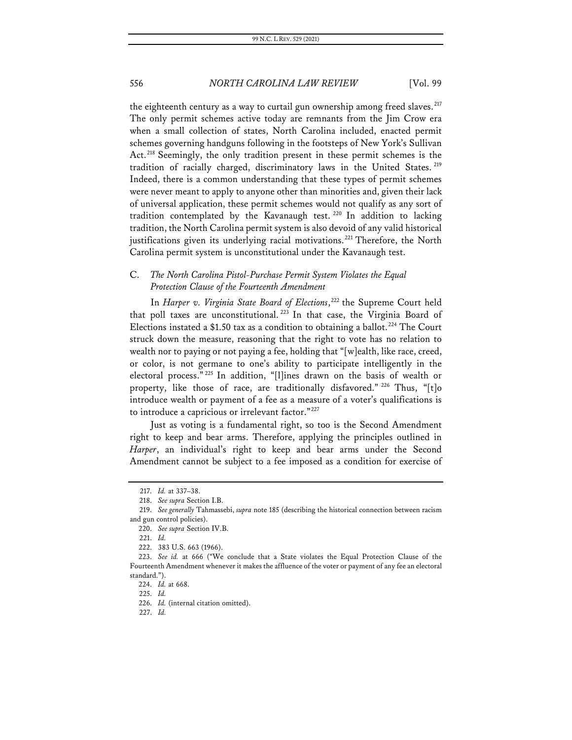the eighteenth century as a way to curtail gun ownership among freed slaves.[217] The only permit schemes active today are remnants from the Jim Crow era when a small collection of states, North Carolina included, enacted permit schemes governing handguns following in the footsteps of New York's Sullivan Act.[218] Seemingly, the only tradition present in these permit schemes is the tradition of racially charged, discriminatory laws in the United States.[219] Indeed, there is a common understanding that these types of permit schemes were never meant to apply to anyone other than minorities and, given their lack of universal application, these permit schemes would not qualify as any sort of tradition contemplated by the Kavanaugh test.[220] In addition to lacking tradition, the North Carolina permit system is also devoid of any valid historical justifications given its underlying racial motivations.[221] Therefore, the North Carolina permit system is unconstitutional under the Kavanaugh test.

### C. *The North Carolina Pistol-Purchase Permit System Violates the Equal Protection Clause of the Fourteenth Amendment*

In *Harper v. Virginia State Board of Elections*,[222] the Supreme Court held that poll taxes are unconstitutional.[223] In that case, the Virginia Board of Elections instated a $1.50 tax as a condition to obtaining a ballot.[224] The Court struck down the measure, reasoning that the right to vote has no relation to wealth nor to paying or not paying a fee, holding that "[w]ealth, like race, creed, or color, is not germane to one's ability to participate intelligently in the electoral process."[225] In addition, "[l]ines drawn on the basis of wealth or property, like those of race, are traditionally disfavored."[226] Thus, "[t]o introduce wealth or payment of a fee as a measure of a voter's qualifications is to introduce a capricious or irrelevant factor."[227]

Just as voting is a fundamental right, so too is the Second Amendment right to keep and bear arms. Therefore, applying the principles outlined in *Harper*, an individual's right to keep and bear arms under the Second Amendment cannot be subject to a fee imposed as a condition for exercise of

---

217. *Id.* at 337–38.

218. *See supra* Section I.B.

219. *See generally* Tahmassebi, *supra* note 185 (describing the historical connection between racism and gun control policies).

220. *See supra* Section IV.B.

221. *Id.*

222. 383 U.S. 663 (1966).

223. *See id.* at 666 ("We conclude that a State violates the Equal Protection Clause of the Fourteenth Amendment whenever it makes the affluence of the voter or payment of any fee an electoral standard.").

224. *Id.* at 668.

225. *Id.*

226. *Id.* (internal citation omitted).

227. *Id.*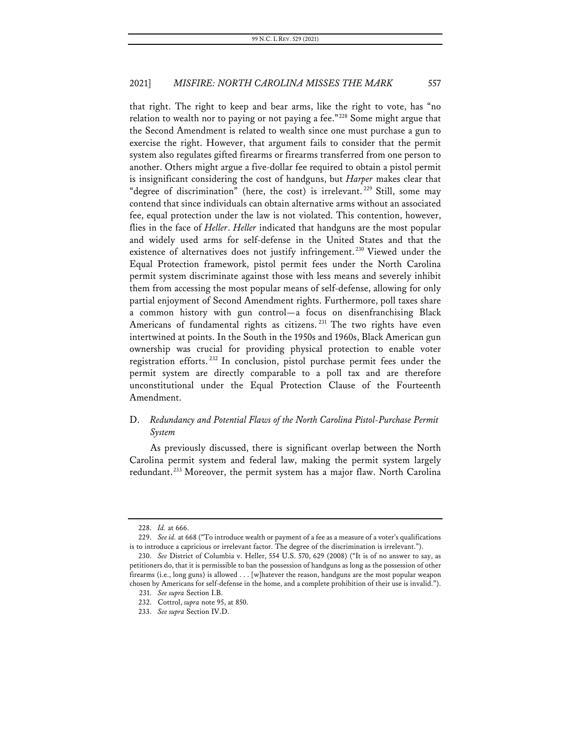that right. The right to keep and bear arms, like the right to vote, has "no relation to wealth nor to paying or not paying a fee."[228] Some might argue that the Second Amendment is related to wealth since one must purchase a gun to exercise the right. However, that argument fails to consider that the permit system also regulates gifted firearms or firearms transferred from one person to another. Others might argue a five-dollar fee required to obtain a pistol permit is insignificant considering the cost of handguns, but *Harper* makes clear that "degree of discrimination" (here, the cost) is irrelevant.[229] Still, some may contend that since individuals can obtain alternative arms without an associated fee, equal protection under the law is not violated. This contention, however, flies in the face of *Heller*. *Heller* indicated that handguns are the most popular and widely used arms for self-defense in the United States and that the existence of alternatives does not justify infringement.[230] Viewed under the Equal Protection framework, pistol permit fees under the North Carolina permit system discriminate against those with less means and severely inhibit them from accessing the most popular means of self-defense, allowing for only partial enjoyment of Second Amendment rights. Furthermore, poll taxes share a common history with gun control—a focus on disenfranchising Black Americans of fundamental rights as citizens.[231] The two rights have even intertwined at points. In the South in the 1950s and 1960s, Black American gun ownership was crucial for providing physical protection to enable voter registration efforts.[232] In conclusion, pistol purchase permit fees under the permit system are directly comparable to a poll tax and are therefore unconstitutional under the Equal Protection Clause of the Fourteenth Amendment.

### D. *Redundancy and Potential Flaws of the North Carolina Pistol-Purchase Permit System*

As previously discussed, there is significant overlap between the North Carolina permit system and federal law, making the permit system largely redundant.[233] Moreover, the permit system has a major flaw. North Carolina

---

228. *Id.* at 666.

229. *See id.* at 668 ("To introduce wealth or payment of a fee as a measure of a voter's qualifications is to introduce a capricious or irrelevant factor. The degree of the discrimination is irrelevant.").

230. *See* District of Columbia v. Heller, 554 U.S. 570, 629 (2008) ("It is of no answer to say, as petitioners do, that it is permissible to ban the possession of handguns as long as the possession of other firearms (i.e., long guns) is allowed . . . [w]hatever the reason, handguns are the most popular weapon chosen by Americans for self-defense in the home, and a complete prohibition of their use is invalid.").

231. *See supra* Section I.B.

232. Cottrol, *supra* note 95, at 850.

233. *See supra* Section IV.D.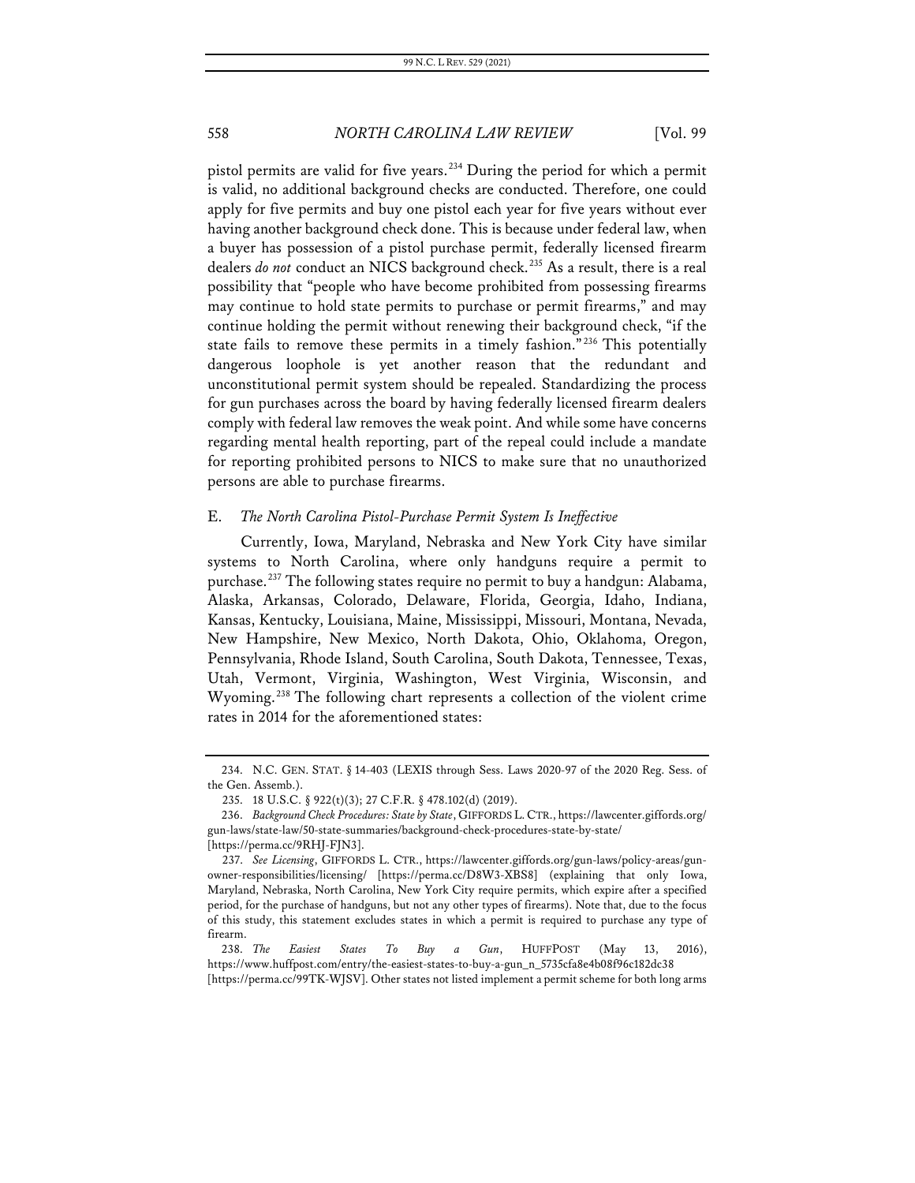pistol permits are valid for five years.[234] During the period for which a permit is valid, no additional background checks are conducted. Therefore, one could apply for five permits and buy one pistol each year for five years without ever having another background check done. This is because under federal law, when a buyer has possession of a pistol purchase permit, federally licensed firearm dealers *do not* conduct an NICS background check.[235] As a result, there is a real possibility that "people who have become prohibited from possessing firearms may continue to hold state permits to purchase or permit firearms," and may continue holding the permit without renewing their background check, "if the state fails to remove these permits in a timely fashion."[236] This potentially dangerous loophole is yet another reason that the redundant and unconstitutional permit system should be repealed. Standardizing the process for gun purchases across the board by having federally licensed firearm dealers comply with federal law removes the weak point. And while some have concerns regarding mental health reporting, part of the repeal could include a mandate for reporting prohibited persons to NICS to make sure that no unauthorized persons are able to purchase firearms.

### E. *The North Carolina Pistol-Purchase Permit System Is Ineffective*

Currently, Iowa, Maryland, Nebraska and New York City have similar systems to North Carolina, where only handguns require a permit to purchase.[237] The following states require no permit to buy a handgun: Alabama, Alaska, Arkansas, Colorado, Delaware, Florida, Georgia, Idaho, Indiana, Kansas, Kentucky, Louisiana, Maine, Mississippi, Missouri, Montana, Nevada, New Hampshire, New Mexico, North Dakota, Ohio, Oklahoma, Oregon, Pennsylvania, Rhode Island, South Carolina, South Dakota, Tennessee, Texas, Utah, Vermont, Virginia, Washington, West Virginia, Wisconsin, and Wyoming.[238] The following chart represents a collection of the violent crime rates in 2014 for the aforementioned states:

---

234. N.C. GEN. STAT. § 14-403 (LEXIS through Sess. Laws 2020-97 of the 2020 Reg. Sess. of the Gen. Assemb.).

235. 18 U.S.C. § 922(t)(3); 27 C.F.R. § 478.102(d) (2019).

236. *Background Check Procedures: State by State*, GIFFORDS L. CTR., https://lawcenter.giffords.org/gun-laws/state-law/50-state-summaries/background-check-procedures-state-by-state/ [https://perma.cc/9RHJ-FJN3].

237. *See Licensing*, GIFFORDS L. CTR., https://lawcenter.giffords.org/gun-laws/policy-areas/gun-owner-responsibilities/licensing/ [https://perma.cc/D8W3-XBS8] (explaining that only Iowa, Maryland, Nebraska, North Carolina, New York City require permits, which expire after a specified period, for the purchase of handguns, but not any other types of firearms). Note that, due to the focus of this study, this statement excludes states in which a permit is required to purchase any type of firearm.

238. *The Easiest States To Buy a Gun*, HUFFPOST (May 13, 2016), https://www.huffpost.com/entry/the-easiest-states-to-buy-a-gun_n_5735cfa8e4b08f96c182dc38 [https://perma.cc/99TK-WJSV]. Other states not listed implement a permit scheme for both long arms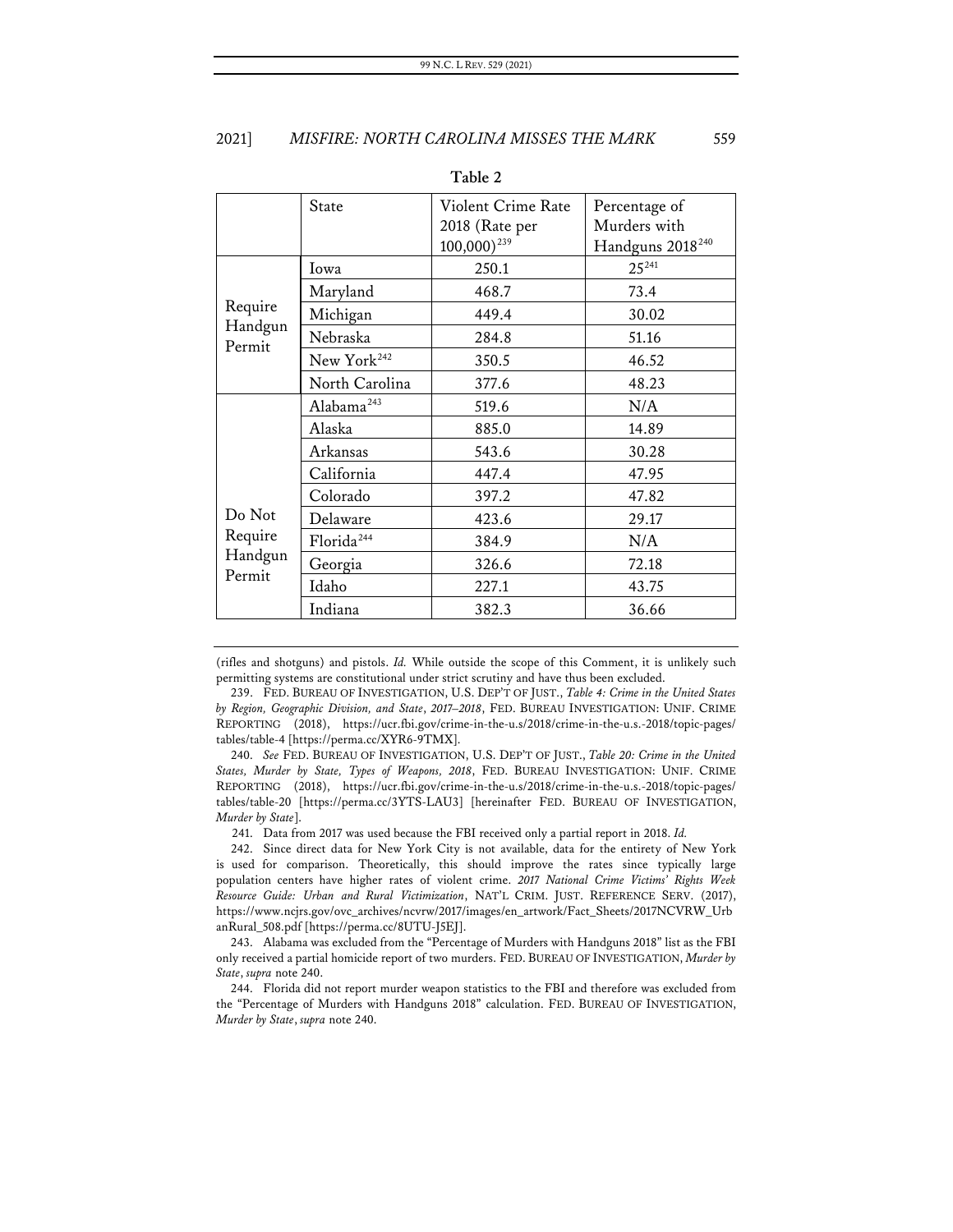**Table 2**

| | State | Violent Crime Rate 2018 (Rate per 100,000)[239] | Percentage of Murders with Handguns 2018[240] |
|---|---|---|---|
| Require Handgun Permit | Iowa | 250.1 | 25[241] |
| | Maryland | 468.7 | 73.4 |
| | Michigan | 449.4 | 30.02 |
| | Nebraska | 284.8 | 51.16 |
| | New York[242] | 350.5 | 46.52 |
| | North Carolina | 377.6 | 48.23 |
| Do Not Require Handgun Permit | Alabama[243] | 519.6 | N/A |
| | Alaska | 885.0 | 14.89 |
| | Arkansas | 543.6 | 30.28 |
| | California | 447.4 | 47.95 |
| | Colorado | 397.2 | 47.82 |
| | Delaware | 423.6 | 29.17 |
| | Florida[244] | 384.9 | N/A |
| | Georgia | 326.6 | 72.18 |
| | Idaho | 227.1 | 43.75 |
| | Indiana | 382.3 | 36.66 |

(rifles and shotguns) and pistols. *Id.* While outside the scope of this Comment, it is unlikely such permitting systems are constitutional under strict scrutiny and have thus been excluded.

239. FED. BUREAU OF INVESTIGATION, U.S. DEP'T OF JUST., *Table 4: Crime in the United States by Region, Geographic Division, and State*, *2017–2018*, FED. BUREAU INVESTIGATION: UNIF. CRIME REPORTING (2018), https://ucr.fbi.gov/crime-in-the-u.s/2018/crime-in-the-u.s.-2018/topic-pages/tables/table-4 [https://perma.cc/XYR6-9TMX].

240. *See* FED. BUREAU OF INVESTIGATION, U.S. DEP'T OF JUST., *Table 20: Crime in the United States, Murder by State, Types of Weapons, 2018*, FED. BUREAU INVESTIGATION: UNIF. CRIME REPORTING (2018), https://ucr.fbi.gov/crime-in-the-u.s/2018/crime-in-the-u.s.-2018/topic-pages/tables/table-20 [https://perma.cc/3YTS-LAU3] [hereinafter FED. BUREAU OF INVESTIGATION, *Murder by State*].

241. Data from 2017 was used because the FBI received only a partial report in 2018. *Id.*

242. Since direct data for New York City is not available, data for the entirety of New York is used for comparison. Theoretically, this should improve the rates since typically large population centers have higher rates of violent crime. *2017 National Crime Victims' Rights Week Resource Guide: Urban and Rural Victimization*, NAT'L CRIM. JUST. REFERENCE SERV. (2017), https://www.ncjrs.gov/ovc_archives/ncvrw/2017/images/en_artwork/Fact_Sheets/2017NCVRW_UrbanRural_508.pdf [https://perma.cc/8UTU-J5EJ].

243. Alabama was excluded from the "Percentage of Murders with Handguns 2018" list as the FBI only received a partial homicide report of two murders. FED. BUREAU OF INVESTIGATION, *Murder by State*, *supra* note 240.

244. Florida did not report murder weapon statistics to the FBI and therefore was excluded from the "Percentage of Murders with Handguns 2018" calculation. FED. BUREAU OF INVESTIGATION, *Murder by State*, *supra* note 240.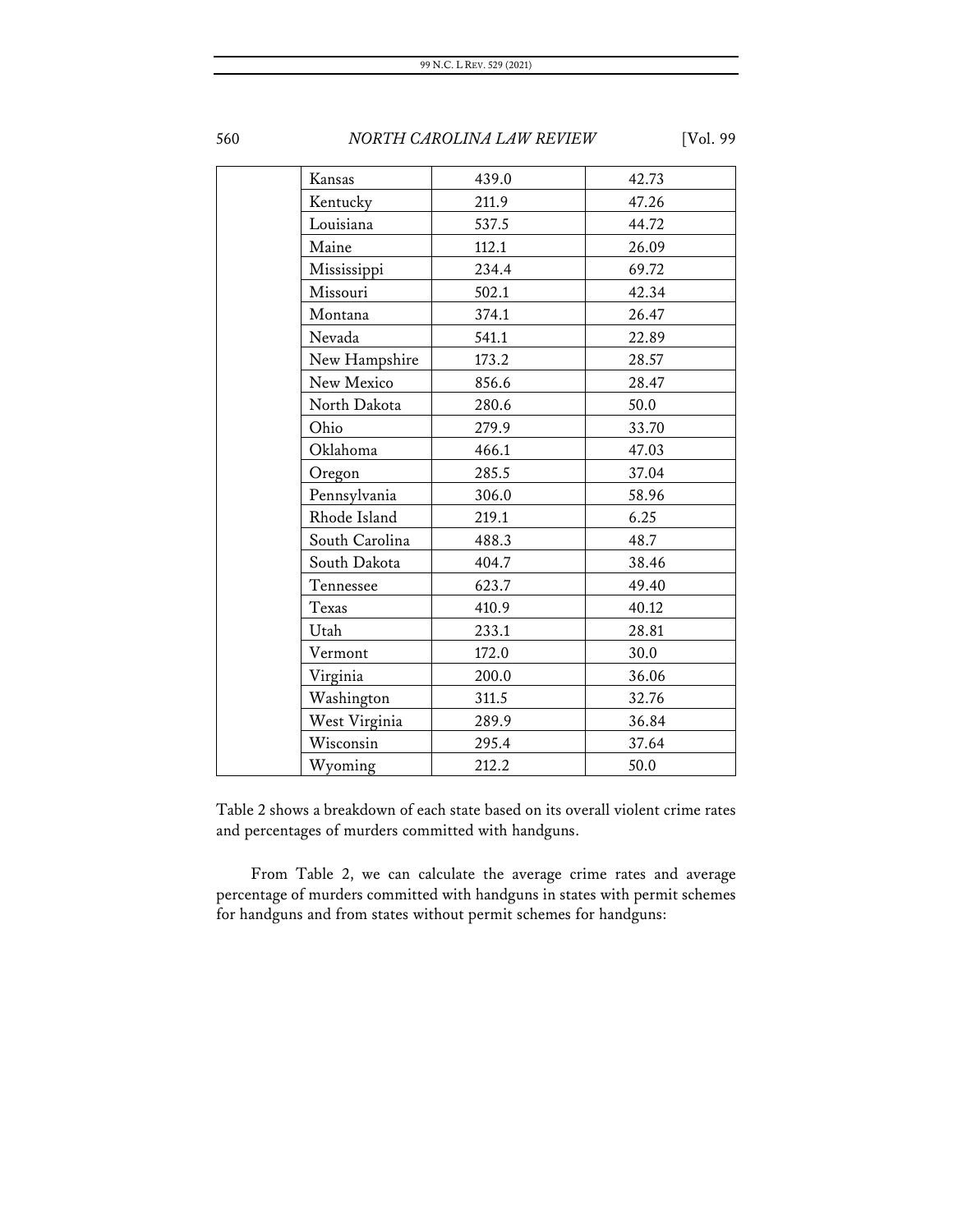| | | | |
|---|---|---|---|
| | Kansas | 439.0 | 42.73 |
| | Kentucky | 211.9 | 47.26 |
| | Louisiana | 537.5 | 44.72 |
| | Maine | 112.1 | 26.09 |
| | Mississippi | 234.4 | 69.72 |
| | Missouri | 502.1 | 42.34 |
| | Montana | 374.1 | 26.47 |
| | Nevada | 541.1 | 22.89 |
| | New Hampshire | 173.2 | 28.57 |
| | New Mexico | 856.6 | 28.47 |
| | North Dakota | 280.6 | 50.0 |
| | Ohio | 279.9 | 33.70 |
| | Oklahoma | 466.1 | 47.03 |
| | Oregon | 285.5 | 37.04 |
| | Pennsylvania | 306.0 | 58.96 |
| | Rhode Island | 219.1 | 6.25 |
| | South Carolina | 488.3 | 48.7 |
| | South Dakota | 404.7 | 38.46 |
| | Tennessee | 623.7 | 49.40 |
| | Texas | 410.9 | 40.12 |
| | Utah | 233.1 | 28.81 |
| | Vermont | 172.0 | 30.0 |
| | Virginia | 200.0 | 36.06 |
| | Washington | 311.5 | 32.76 |
| | West Virginia | 289.9 | 36.84 |
| | Wisconsin | 295.4 | 37.64 |
| | Wyoming | 212.2 | 50.0 |

Table 2 shows a breakdown of each state based on its overall violent crime rates and percentages of murders committed with handguns.

From Table 2, we can calculate the average crime rates and average percentage of murders committed with handguns in states with permit schemes for handguns and from states without permit schemes for handguns: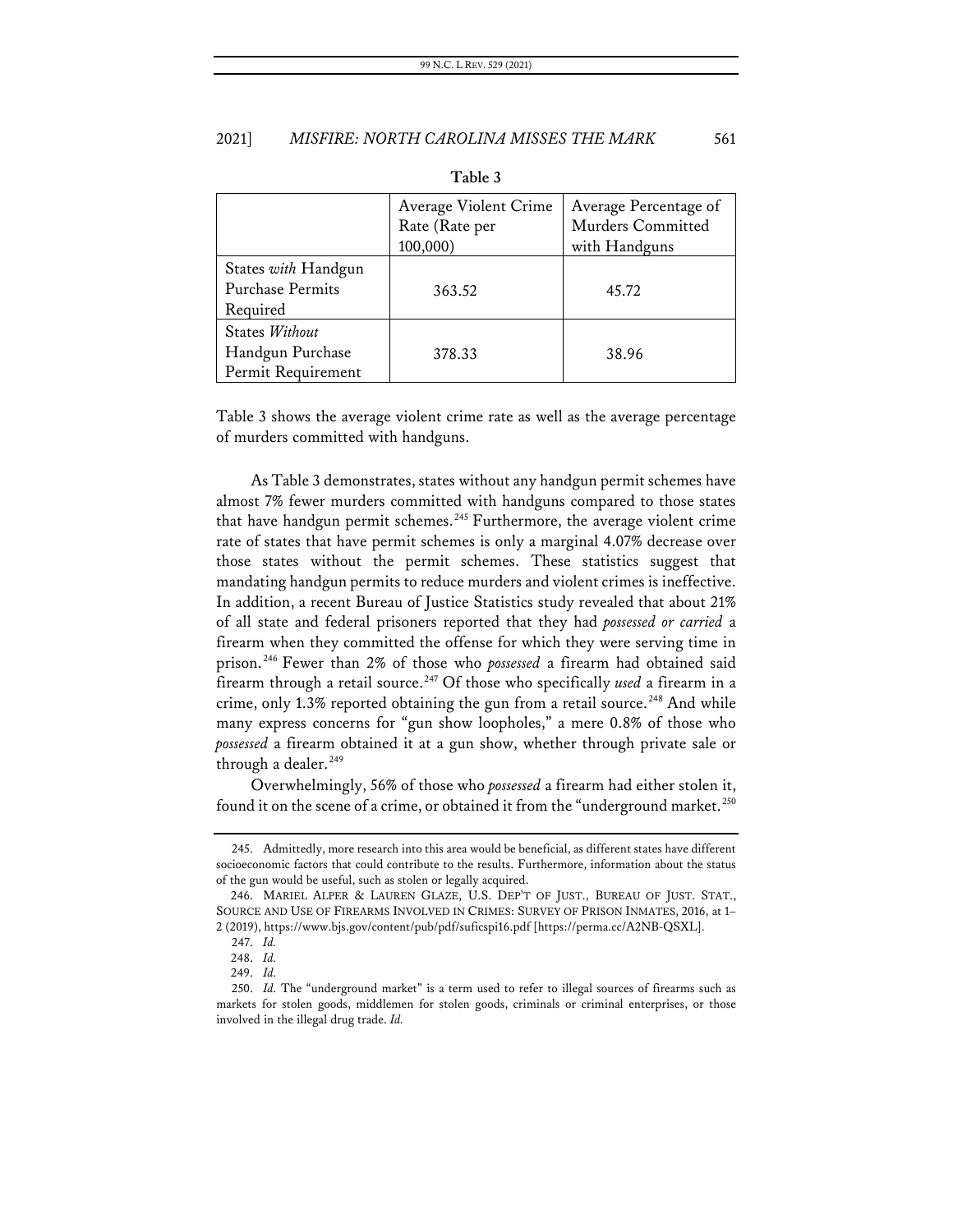**Table 3**

| | Average Violent Crime Rate (Rate per 100,000) | Average Percentage of Murders Committed with Handguns |
|---|---|---|
| States *with* Handgun Purchase Permits Required | 363.52 | 45.72 |
| States *Without* Handgun Purchase Permit Requirement | 378.33 | 38.96 |

Table 3 shows the average violent crime rate as well as the average percentage of murders committed with handguns.

As Table 3 demonstrates, states without any handgun permit schemes have almost 7% fewer murders committed with handguns compared to those states that have handgun permit schemes.[245] Furthermore, the average violent crime rate of states that have permit schemes is only a marginal 4.07% decrease over those states without the permit schemes. These statistics suggest that mandating handgun permits to reduce murders and violent crimes is ineffective. In addition, a recent Bureau of Justice Statistics study revealed that about 21% of all state and federal prisoners reported that they had *possessed or carried* a firearm when they committed the offense for which they were serving time in prison.[246] Fewer than 2% of those who *possessed* a firearm had obtained said firearm through a retail source.[247] Of those who specifically *used* a firearm in a crime, only 1.3% reported obtaining the gun from a retail source.[248] And while many express concerns for "gun show loopholes," a mere 0.8% of those who *possessed* a firearm obtained it at a gun show, whether through private sale or through a dealer.[249]

Overwhelmingly, 56% of those who *possessed* a firearm had either stolen it, found it on the scene of a crime, or obtained it from the "underground market.[250]

245. Admittedly, more research into this area would be beneficial, as different states have different socioeconomic factors that could contribute to the results. Furthermore, information about the status of the gun would be useful, such as stolen or legally acquired.

246. MARIEL ALPER & LAUREN GLAZE, U.S. DEP'T OF JUST., BUREAU OF JUST. STAT., SOURCE AND USE OF FIREARMS INVOLVED IN CRIMES: SURVEY OF PRISON INMATES, 2016, at 1–2 (2019), https://www.bjs.gov/content/pub/pdf/suficspi16.pdf [https://perma.cc/A2NB-QSXL].

247. *Id.*

248. *Id.*

249. *Id.*

250. *Id.* The "underground market" is a term used to refer to illegal sources of firearms such as markets for stolen goods, middlemen for stolen goods, criminals or criminal enterprises, or those involved in the illegal drug trade. *Id.*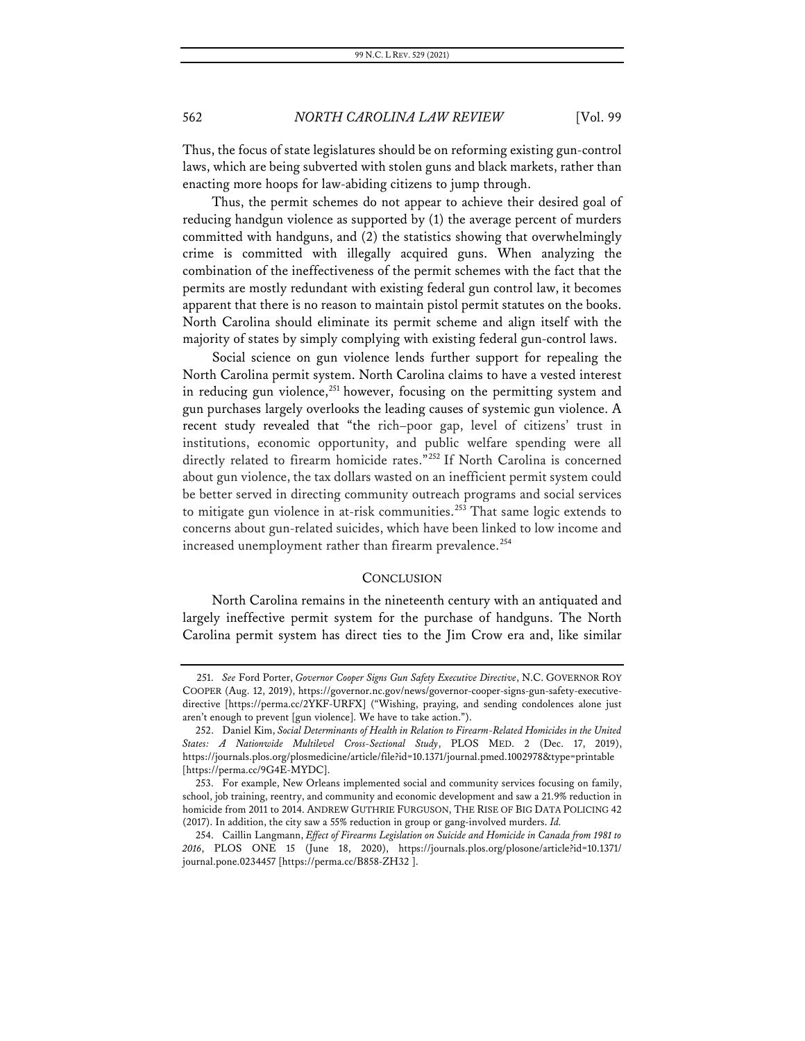Thus, the focus of state legislatures should be on reforming existing gun-control laws, which are being subverted with stolen guns and black markets, rather than enacting more hoops for law-abiding citizens to jump through.

Thus, the permit schemes do not appear to achieve their desired goal of reducing handgun violence as supported by (1) the average percent of murders committed with handguns, and (2) the statistics showing that overwhelmingly crime is committed with illegally acquired guns. When analyzing the combination of the ineffectiveness of the permit schemes with the fact that the permits are mostly redundant with existing federal gun control law, it becomes apparent that there is no reason to maintain pistol permit statutes on the books. North Carolina should eliminate its permit scheme and align itself with the majority of states by simply complying with existing federal gun-control laws.

Social science on gun violence lends further support for repealing the North Carolina permit system. North Carolina claims to have a vested interest in reducing gun violence,[251] however, focusing on the permitting system and gun purchases largely overlooks the leading causes of systemic gun violence. A recent study revealed that "the rich–poor gap, level of citizens' trust in institutions, economic opportunity, and public welfare spending were all directly related to firearm homicide rates."[252] If North Carolina is concerned about gun violence, the tax dollars wasted on an inefficient permit system could be better served in directing community outreach programs and social services to mitigate gun violence in at-risk communities.[253] That same logic extends to concerns about gun-related suicides, which have been linked to low income and increased unemployment rather than firearm prevalence.[254]

## CONCLUSION

North Carolina remains in the nineteenth century with an antiquated and largely ineffective permit system for the purchase of handguns. The North Carolina permit system has direct ties to the Jim Crow era and, like similar

---

251. *See* Ford Porter, *Governor Cooper Signs Gun Safety Executive Directive*, N.C. GOVERNOR ROY COOPER (Aug. 12, 2019), https://governor.nc.gov/news/governor-cooper-signs-gun-safety-executive-directive [https://perma.cc/2YKF-URFX] ("Wishing, praying, and sending condolences alone just aren't enough to prevent [gun violence]. We have to take action.").

252. Daniel Kim, *Social Determinants of Health in Relation to Firearm-Related Homicides in the United States: A Nationwide Multilevel Cross-Sectional Study*, PLOS MED. 2 (Dec. 17, 2019), https://journals.plos.org/plosmedicine/article/file?id=10.1371/journal.pmed.1002978&type=printable [https://perma.cc/9G4E-MYDC].

253. For example, New Orleans implemented social and community services focusing on family, school, job training, reentry, and community and economic development and saw a 21.9% reduction in homicide from 2011 to 2014. ANDREW GUTHRIE FURGUSON, THE RISE OF BIG DATA POLICING 42 (2017). In addition, the city saw a 55% reduction in group or gang-involved murders. *Id.*

254. Caillin Langmann, *Effect of Firearms Legislation on Suicide and Homicide in Canada from 1981 to 2016*, PLOS ONE 15 (June 18, 2020), https://journals.plos.org/plosone/article?id=10.1371/journal.pone.0234457 [https://perma.cc/B858-ZH32 ].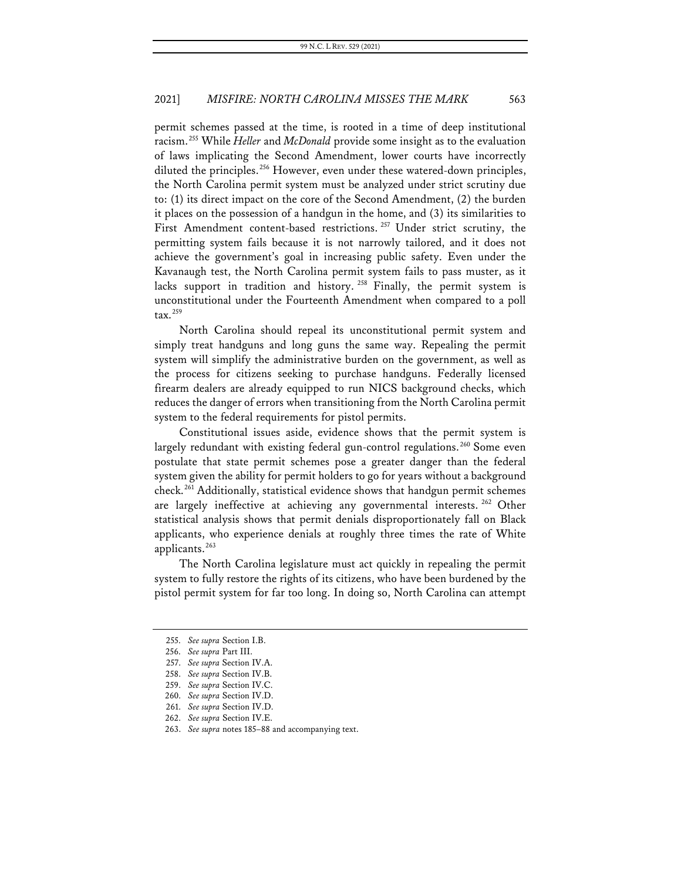permit schemes passed at the time, is rooted in a time of deep institutional racism.[255] While *Heller* and *McDonald* provide some insight as to the evaluation of laws implicating the Second Amendment, lower courts have incorrectly diluted the principles.[256] However, even under these watered-down principles, the North Carolina permit system must be analyzed under strict scrutiny due to: (1) its direct impact on the core of the Second Amendment, (2) the burden it places on the possession of a handgun in the home, and (3) its similarities to First Amendment content-based restrictions.[257] Under strict scrutiny, the permitting system fails because it is not narrowly tailored, and it does not achieve the government's goal in increasing public safety. Even under the Kavanaugh test, the North Carolina permit system fails to pass muster, as it lacks support in tradition and history.[258] Finally, the permit system is unconstitutional under the Fourteenth Amendment when compared to a poll tax.[259]

North Carolina should repeal its unconstitutional permit system and simply treat handguns and long guns the same way. Repealing the permit system will simplify the administrative burden on the government, as well as the process for citizens seeking to purchase handguns. Federally licensed firearm dealers are already equipped to run NICS background checks, which reduces the danger of errors when transitioning from the North Carolina permit system to the federal requirements for pistol permits.

Constitutional issues aside, evidence shows that the permit system is largely redundant with existing federal gun-control regulations.[260] Some even postulate that state permit schemes pose a greater danger than the federal system given the ability for permit holders to go for years without a background check.[261] Additionally, statistical evidence shows that handgun permit schemes are largely ineffective at achieving any governmental interests.[262] Other statistical analysis shows that permit denials disproportionately fall on Black applicants, who experience denials at roughly three times the rate of White applicants.[263]

The North Carolina legislature must act quickly in repealing the permit system to fully restore the rights of its citizens, who have been burdened by the pistol permit system for far too long. In doing so, North Carolina can attempt

---

255. *See supra* Section I.B.
256. *See supra* Part III.
257. *See supra* Section IV.A.
258. *See supra* Section IV.B.
259. *See supra* Section IV.C.
260. *See supra* Section IV.D.
261. *See supra* Section IV.D.
262. *See supra* Section IV.E.
263. *See supra* notes 185–88 and accompanying text.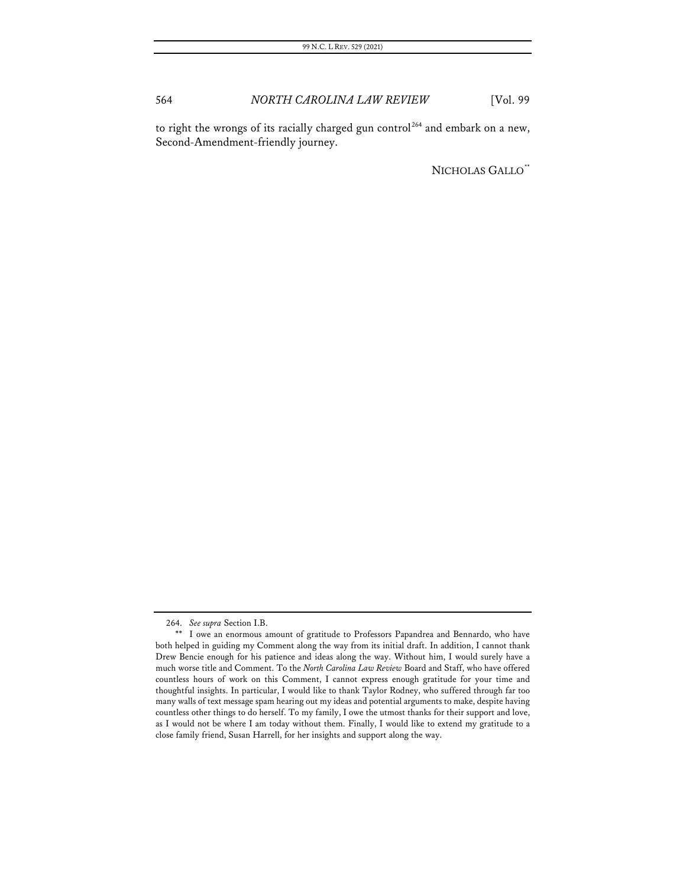to right the wrongs of its racially charged gun control[264] and embark on a new, Second-Amendment-friendly journey.

NICHOLAS GALLO[**]

---

264. *See supra* Section I.B.

** I owe an enormous amount of gratitude to Professors Papandrea and Bennardo, who have both helped in guiding my Comment along the way from its initial draft. In addition, I cannot thank Drew Bencie enough for his patience and ideas along the way. Without him, I would surely have a much worse title and Comment. To the *North Carolina Law Review* Board and Staff, who have offered countless hours of work on this Comment, I cannot express enough gratitude for your time and thoughtful insights. In particular, I would like to thank Taylor Rodney, who suffered through far too many walls of text message spam hearing out my ideas and potential arguments to make, despite having countless other things to do herself. To my family, I owe the utmost thanks for their support and love, as I would not be where I am today without them. Finally, I would like to extend my gratitude to a close family friend, Susan Harrell, for her insights and support along the way.